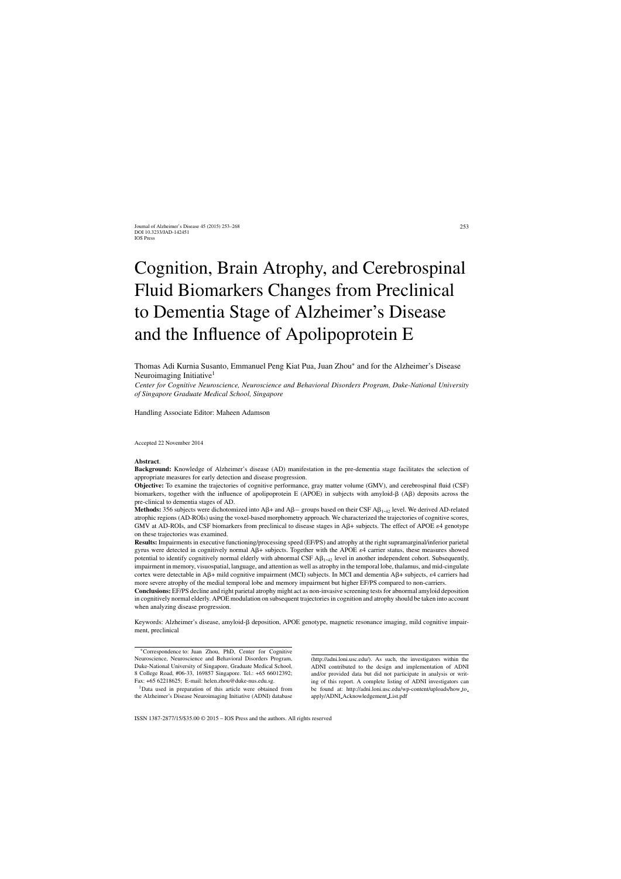# Cognition, Brain Atrophy, and Cerebrospinal Fluid Biomarkers Changes from Preclinical to Dementia Stage of Alzheimer's Disease and the Influence of Apolipoprotein E

Thomas Adi Kurnia Susanto, Emmanuel Peng Kiat Pua, Juan Zhou* and for the Alzheimer's Disease Neuroimaging Initiative[1]

*Center for Cognitive Neuroscience, Neuroscience and Behavioral Disorders Program, Duke-National University of Singapore Graduate Medical School, Singapore*

Handling Associate Editor: Maheen Adamson

Accepted 22 November 2014

**Abstract**.

**Background:** Knowledge of Alzheimer's disease (AD) manifestation in the pre-dementia stage facilitates the selection of appropriate measures for early detection and disease progression.

**Objective:** To examine the trajectories of cognitive performance, gray matter volume (GMV), and cerebrospinal fluid (CSF) biomarkers, together with the influence of apolipoprotein E (APOE) in subjects with amyloid-β (Aβ) deposits across the pre-clinical to dementia stages of AD.

**Methods:** 356 subjects were dichotomized into Aβ+ and Aβ− groups based on their CSF $A\beta_{1-42}$ level. We derived AD-related atrophic regions (AD-ROIs) using the voxel-based morphometry approach. We characterized the trajectories of cognitive scores, GMV at AD-ROIs, and CSF biomarkers from preclinical to disease stages in Aβ+ subjects. The effect of APOE ε4 genotype on these trajectories was examined.

**Results:** Impairments in executive functioning/processing speed (EF/PS) and atrophy at the right supramarginal/inferior parietal gyrus were detected in cognitively normal Aβ+ subjects. Together with the APOE ε4 carrier status, these measures showed potential to identify cognitively normal elderly with abnormal CSF $A\beta_{1-42}$ level in another independent cohort. Subsequently, impairment in memory, visuospatial, language, and attention as well as atrophy in the temporal lobe, thalamus, and mid-cingulate cortex were detectable in Aβ+ mild cognitive impairment (MCI) subjects. In MCI and dementia Aβ+ subjects, ε4 carriers had more severe atrophy of the medial temporal lobe and memory impairment but higher EF/PS compared to non-carriers.

**Conclusions:** EF/PS decline and right parietal atrophy might act as non-invasive screening tests for abnormal amyloid deposition in cognitively normal elderly. APOE modulation on subsequent trajectories in cognition and atrophy should be taken into account when analyzing disease progression.

Keywords: Alzheimer's disease, amyloid-β deposition, APOE genotype, magnetic resonance imaging, mild cognitive impairment, preclinical

---

*Correspondence to: Juan Zhou, PhD, Center for Cognitive Neuroscience, Neuroscience and Behavioral Disorders Program, Duke-National University of Singapore, Graduate Medical School, 8 College Road, #06-33, 169857 Singapore. Tel.: +65 66012392; Fax: +65 62218625; E-mail: helen.zhou@duke-nus.edu.sg.

[1]Data used in preparation of this article were obtained from the Alzheimer's Disease Neuroimaging Initiative (ADNI) database (http://adni.loni.usc.edu/). As such, the investigators within the ADNI contributed to the design and implementation of ADNI and/or provided data but did not participate in analysis or writing of this report. A complete listing of ADNI investigators can be found at: http://adni.loni.usc.edu/wp-content/uploads/how_to_apply/ADNI_Acknowledgement_List.pdf

ISSN 1387-2877/15/$35.00 © 2015 – IOS Press and the authors. All rights reserved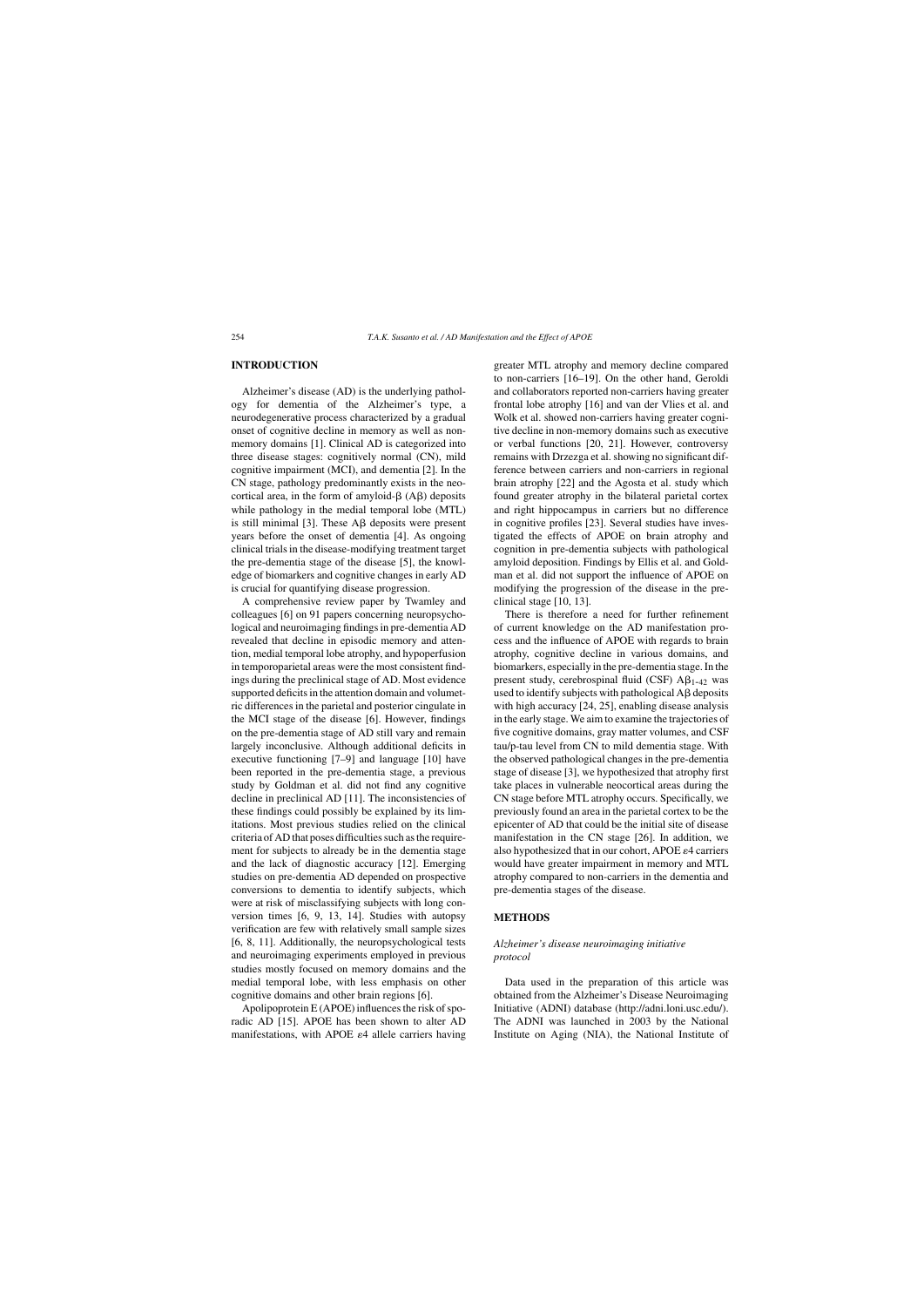## INTRODUCTION

Alzheimer's disease (AD) is the underlying pathology for dementia of the Alzheimer's type, a neurodegenerative process characterized by a gradual onset of cognitive decline in memory as well as non-memory domains [1]. Clinical AD is categorized into three disease stages: cognitively normal (CN), mild cognitive impairment (MCI), and dementia [2]. In the CN stage, pathology predominantly exists in the neocortical area, in the form of amyloid-β (Aβ) deposits while pathology in the medial temporal lobe (MTL) is still minimal [3]. These Aβ deposits were present years before the onset of dementia [4]. As ongoing clinical trials in the disease-modifying treatment target the pre-dementia stage of the disease [5], the knowledge of biomarkers and cognitive changes in early AD is crucial for quantifying disease progression.

A comprehensive review paper by Twamley and colleagues [6] on 91 papers concerning neuropsychological and neuroimaging findings in pre-dementia AD revealed that decline in episodic memory and attention, medial temporal lobe atrophy, and hypoperfusion in temporoparietal areas were the most consistent findings during the preclinical stage of AD. Most evidence supported deficits in the attention domain and volumetric differences in the parietal and posterior cingulate in the MCI stage of the disease [6]. However, findings on the pre-dementia stage of AD still vary and remain largely inconclusive. Although additional deficits in executive functioning [7–9] and language [10] have been reported in the pre-dementia stage, a previous study by Goldman et al. did not find any cognitive decline in preclinical AD [11]. The inconsistencies of these findings could possibly be explained by its limitations. Most previous studies relied on the clinical criteria of AD that poses difficulties such as the requirement for subjects to already be in the dementia stage and the lack of diagnostic accuracy [12]. Emerging studies on pre-dementia AD depended on prospective conversions to dementia to identify subjects, which were at risk of misclassifying subjects with long conversion times [6, 9, 13, 14]. Studies with autopsy verification are few with relatively small sample sizes [6, 8, 11]. Additionally, the neuropsychological tests and neuroimaging experiments employed in previous studies mostly focused on memory domains and the medial temporal lobe, with less emphasis on other cognitive domains and other brain regions [6].

Apolipoprotein E (APOE) influences the risk of sporadic AD [15]. APOE has been shown to alter AD manifestations, with APOE ε4 allele carriers having greater MTL atrophy and memory decline compared to non-carriers [16–19]. On the other hand, Geroldi and collaborators reported non-carriers having greater frontal lobe atrophy [16] and van der Vlies et al. and Wolk et al. showed non-carriers having greater cognitive decline in non-memory domains such as executive or verbal functions [20, 21]. However, controversy remains with Drzezga et al. showing no significant difference between carriers and non-carriers in regional brain atrophy [22] and the Agosta et al. study which found greater atrophy in the bilateral parietal cortex and right hippocampus in carriers but no difference in cognitive profiles [23]. Several studies have investigated the effects of APOE on brain atrophy and cognition in pre-dementia subjects with pathological amyloid deposition. Findings by Ellis et al. and Goldman et al. did not support the influence of APOE on modifying the progression of the disease in the preclinical stage [10, 13].

There is therefore a need for further refinement of current knowledge on the AD manifestation process and the influence of APOE with regards to brain atrophy, cognitive decline in various domains, and biomarkers, especially in the pre-dementia stage. In the present study, cerebrospinal fluid (CSF) $A\beta_{1-42}$ was used to identify subjects with pathological Aβ deposits with high accuracy [24, 25], enabling disease analysis in the early stage. We aim to examine the trajectories of five cognitive domains, gray matter volumes, and CSF tau/p-tau level from CN to mild dementia stage. With the observed pathological changes in the pre-dementia stage of disease [3], we hypothesized that atrophy first take places in vulnerable neocortical areas during the CN stage before MTL atrophy occurs. Specifically, we previously found an area in the parietal cortex to be the epicenter of AD that could be the initial site of disease manifestation in the CN stage [26]. In addition, we also hypothesized that in our cohort, APOE ε4 carriers would have greater impairment in memory and MTL atrophy compared to non-carriers in the dementia and pre-dementia stages of the disease.

## METHODS

### *Alzheimer's disease neuroimaging initiative protocol*

Data used in the preparation of this article was obtained from the Alzheimer's Disease Neuroimaging Initiative (ADNI) database (http://adni.loni.usc.edu/). The ADNI was launched in 2003 by the National Institute on Aging (NIA), the National Institute of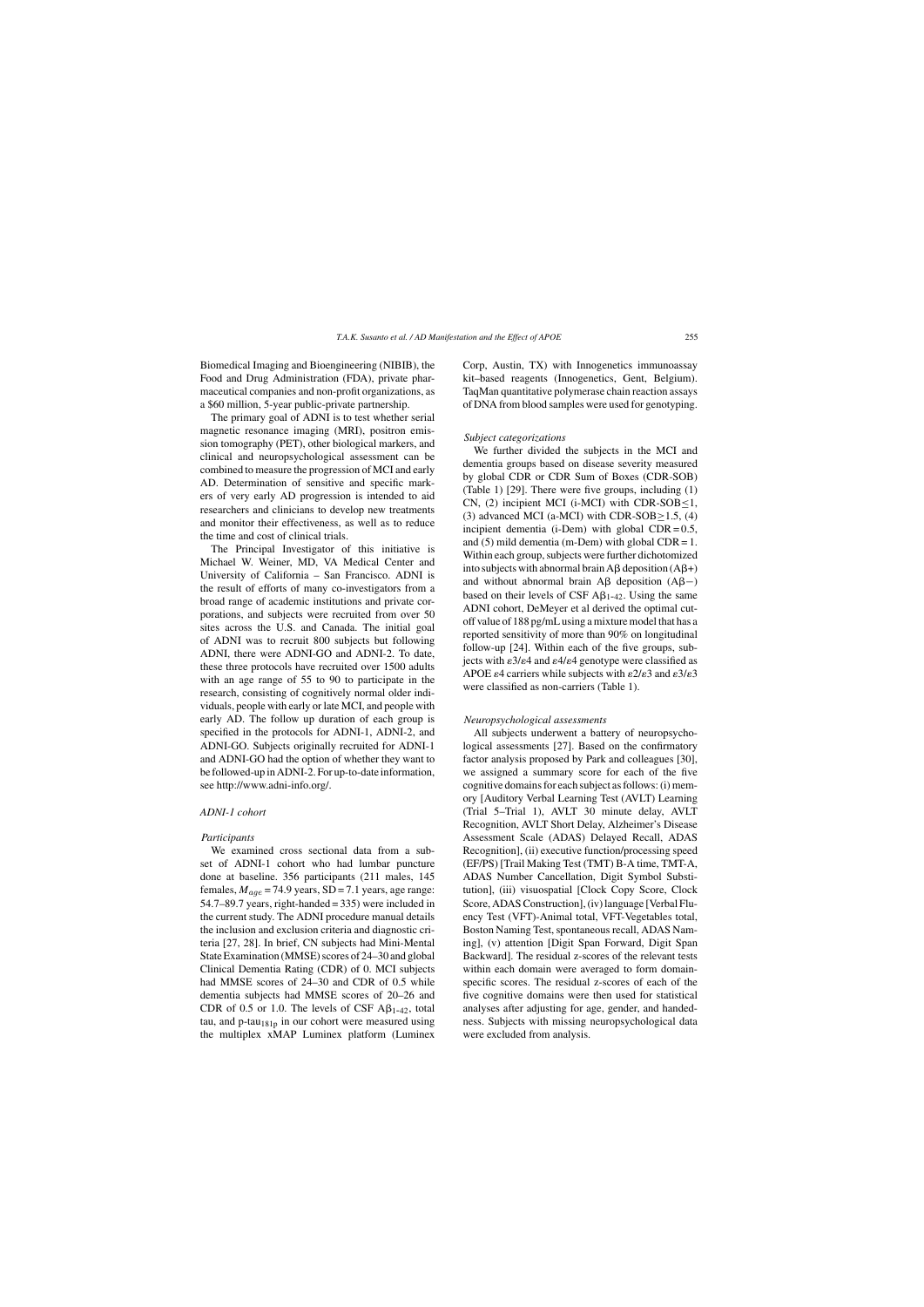Biomedical Imaging and Bioengineering (NIBIB), the Food and Drug Administration (FDA), private pharmaceutical companies and non-profit organizations, as a $60 million, 5-year public-private partnership.

The primary goal of ADNI is to test whether serial magnetic resonance imaging (MRI), positron emission tomography (PET), other biological markers, and clinical and neuropsychological assessment can be combined to measure the progression of MCI and early AD. Determination of sensitive and specific markers of very early AD progression is intended to aid researchers and clinicians to develop new treatments and monitor their effectiveness, as well as to reduce the time and cost of clinical trials.

The Principal Investigator of this initiative is Michael W. Weiner, MD, VA Medical Center and University of California – San Francisco. ADNI is the result of efforts of many co-investigators from a broad range of academic institutions and private corporations, and subjects were recruited from over 50 sites across the U.S. and Canada. The initial goal of ADNI was to recruit 800 subjects but following ADNI, there were ADNI-GO and ADNI-2. To date, these three protocols have recruited over 1500 adults with an age range of 55 to 90 to participate in the research, consisting of cognitively normal older individuals, people with early or late MCI, and people with early AD. The follow up duration of each group is specified in the protocols for ADNI-1, ADNI-2, and ADNI-GO. Subjects originally recruited for ADNI-1 and ADNI-GO had the option of whether they want to be followed-up in ADNI-2. For up-to-date information, see http://www.adni-info.org/.

### *ADNI-1 cohort*

#### *Participants*

We examined cross sectional data from a subset of ADNI-1 cohort who had lumbar puncture done at baseline. 356 participants (211 males, 145 females, $M_{age}$ = 74.9 years, SD = 7.1 years, age range: 54.7–89.7 years, right-handed = 335) were included in the current study. The ADNI procedure manual details the inclusion and exclusion criteria and diagnostic criteria [27, 28]. In brief, CN subjects had Mini-Mental State Examination (MMSE) scores of 24–30 and global Clinical Dementia Rating (CDR) of 0. MCI subjects had MMSE scores of 24–30 and CDR of 0.5 while dementia subjects had MMSE scores of 20–26 and CDR of 0.5 or 1.0. The levels of CSF $A\beta_{1-42}$, total tau, and p-tau$_{181p}$ in our cohort were measured using the multiplex xMAP Luminex platform (Luminex Corp, Austin, TX) with Innogenetics immunoassay kit–based reagents (Innogenetics, Gent, Belgium). TaqMan quantitative polymerase chain reaction assays of DNA from blood samples were used for genotyping.

#### *Subject categorizations*

We further divided the subjects in the MCI and dementia groups based on disease severity measured by global CDR or CDR Sum of Boxes (CDR-SOB) (Table 1) [29]. There were five groups, including (1) CN, (2) incipient MCI (i-MCI) with CDR-SOB $\leq$ 1, (3) advanced MCI (a-MCI) with CDR-SOB $\geq$ 1.5, (4) incipient dementia (i-Dem) with global CDR = 0.5, and (5) mild dementia (m-Dem) with global CDR = 1. Within each group, subjects were further dichotomized into subjects with abnormal brain Aβ deposition (Aβ+) and without abnormal brain Aβ deposition (Aβ−) based on their levels of CSF $A\beta_{1-42}$. Using the same ADNI cohort, DeMeyer et al derived the optimal cutoff value of 188 pg/mL using a mixture model that has a reported sensitivity of more than 90% on longitudinal follow-up [24]. Within each of the five groups, subjects with ε3/ε4 and ε4/ε4 genotype were classified as APOE ε4 carriers while subjects with ε2/ε3 and ε3/ε3 were classified as non-carriers (Table 1).

#### *Neuropsychological assessments*

All subjects underwent a battery of neuropsychological assessments [27]. Based on the confirmatory factor analysis proposed by Park and colleagues [30], we assigned a summary score for each of the five cognitive domains for each subject as follows: (i) memory [Auditory Verbal Learning Test (AVLT) Learning (Trial 5–Trial 1), AVLT 30 minute delay, AVLT Recognition, AVLT Short Delay, Alzheimer's Disease Assessment Scale (ADAS) Delayed Recall, ADAS Recognition], (ii) executive function/processing speed (EF/PS) [Trail Making Test (TMT) B-A time, TMT-A, ADAS Number Cancellation, Digit Symbol Substitution], (iii) visuospatial [Clock Copy Score, Clock Score, ADAS Construction], (iv) language [Verbal Fluency Test (VFT)-Animal total, VFT-Vegetables total, Boston Naming Test, spontaneous recall, ADAS Naming], (v) attention [Digit Span Forward, Digit Span Backward]. The residual z-scores of the relevant tests within each domain were averaged to form domain-specific scores. The residual z-scores of each of the five cognitive domains were then used for statistical analyses after adjusting for age, gender, and handedness. Subjects with missing neuropsychological data were excluded from analysis.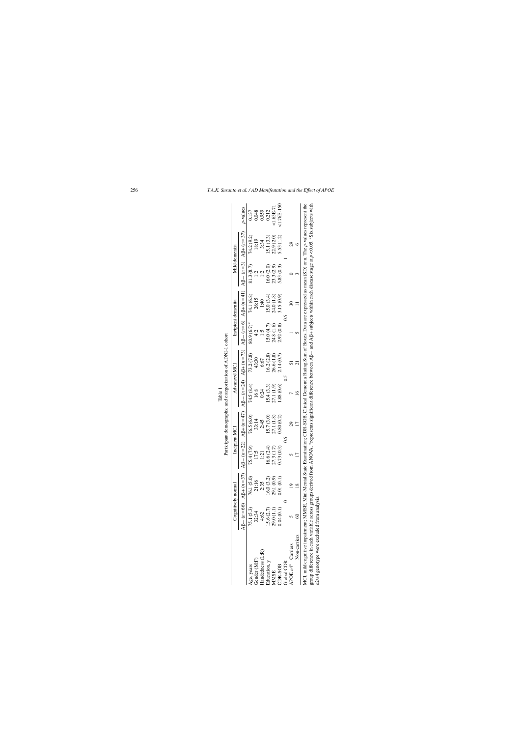Table 1

Participant demographic and categorization of ADNI-1 cohort

| | Cognitively normal | | Incipient MCI | | Advanced MCI | | Incipient dementia | | Mild dementia | | p-values |
|---|---|---|---|---|---|---|---|---|---|---|---|
| | Aβ– (n = 66) | Aβ+ (n = 37) | Aβ– (n = 22) | Aβ+ (n = 47) | Aβ– (n = 24) | Aβ+ (n = 73) | Aβ– (n = 6) | Aβ+ (n = 41) | Aβ– (n = 3) | Aβ+ (n = 37) | |
| Age, years | 75.1 (5.3) | 76.1 (5.0) | 75.4 (7.9) | 76.5 (6.0) | 74.5 (8.4) | 73.2 (7.8) | 80.9 (6.7)* | 74.1 (6.8) | 81.3 (8.7) | 74.2 (9.2) | 0.137 |
| Gender (M:F) | 32:34 | 21:16 | 17:5 | 33:14 | 16:8 | 43:30 | 4:2 | 26:15 | 1:2 | 18:19 | 0.048 |
| Handedness (L:R) | 4:62 | 2:35 | 1:21 | 2:45 | 0:24 | 6:67 | 1:5 | 1:40 | 1:2 | 3:34 | 0.959 |
| Education, y | 15.6 (2.7) | 16.0 (3.2) | 16.6 (2.4) | 15.7 (3.0) | 15.4 (3.3) | 16.2 (2.8) | 15.0 (4.7) | 15.0 (3.4) | 16.0 (2.0) | 15.1 (3.3) | 0.212 |
| MMSE | 29.0 (1.1) | 29.1 (0.9) | 27.3 (1.7) | 27.1 (1.8) | 27.1 (1.9) | 26.6 (1.8) | 24.8 (1.6) | 24.0 (1.8) | 23.3 (2.9) | 22.9 (2.0) | <1.63E-71 |
| CDR-SOB | 0.04 (0.1) | 0.01 (0.1) | 0.73 (0.3) | 0.80 (0.2) | 1.88 (0.6) | 2.14 (0.7) | 2.92 (0.8) | 3.15 (0.9) | 5.83 (0.3) | 5.53 (1.2) | <1.76E-150 |
| Global CDR | 0 | | 0.5 | | 0.5 | | 0.5 | | 1 | | |
| APOE ε4[a] Carriers | 5 | 19 | 5 | 29 | 7 | 51 | 1 | 30 | 0 | 29 | |
| Non-carriers | 60 | 18 | 17 | 17 | 16 | 21 | 5 | 11 | 3 | 6 | |

MCI, mild cognitive impairment; MMSE, Mini-Mental State Examination; CDR-SOB, Clinical Dementia Rating Sum of Boxes. Data are expressed as mean (SD) or n. The p-values represent the group difference in each variable across groups derived from ANOVA. *represents significant difference between Aβ– and Aβ+ subjects within each disease stage at $p < 0.05$. [a]Six subjects with ε2/ε4 genotype were excluded from analysis.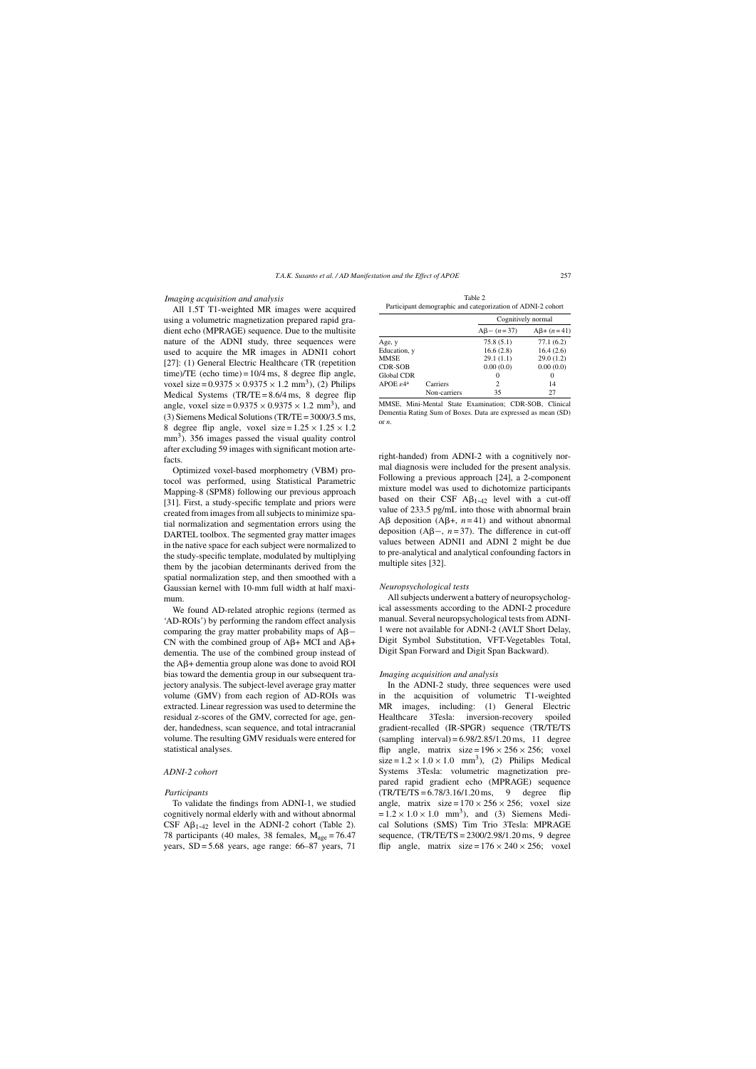*Imaging acquisition and analysis*

All 1.5T T1-weighted MR images were acquired using a volumetric magnetization prepared rapid gradient echo (MPRAGE) sequence. Due to the multisite nature of the ADNI study, three sequences were used to acquire the MR images in ADNI1 cohort [27]: (1) General Electric Healthcare (TR (repetition time)/TE (echo time) = 10/4 ms, 8 degree flip angle, voxel size = $0.9375 \times 0.9375 \times 1.2$ mm$^3$), (2) Philips Medical Systems (TR/TE = 8.6/4 ms, 8 degree flip angle, voxel size = $0.9375 \times 0.9375 \times 1.2$ mm$^3$), and (3) Siemens Medical Solutions (TR/TE = 3000/3.5 ms, 8 degree flip angle, voxel size = $1.25 \times 1.25 \times 1.2$ mm$^3$). 356 images passed the visual quality control after excluding 59 images with significant motion artefacts.

Optimized voxel-based morphometry (VBM) protocol was performed, using Statistical Parametric Mapping-8 (SPM8) following our previous approach [31]. First, a study-specific template and priors were created from images from all subjects to minimize spatial normalization and segmentation errors using the DARTEL toolbox. The segmented gray matter images in the native space for each subject were normalized to the study-specific template, modulated by multiplying them by the jacobian determinants derived from the spatial normalization step, and then smoothed with a Gaussian kernel with 10-mm full width at half maximum.

We found AD-related atrophic regions (termed as 'AD-ROIs') by performing the random effect analysis comparing the gray matter probability maps of Aβ− CN with the combined group of Aβ+ MCI and Aβ+ dementia. The use of the combined group instead of the Aβ+ dementia group alone was done to avoid ROI bias toward the dementia group in our subsequent trajectory analysis. The subject-level average gray matter volume (GMV) from each region of AD-ROIs was extracted. Linear regression was used to determine the residual z-scores of the GMV, corrected for age, gender, handedness, scan sequence, and total intracranial volume. The resulting GMV residuals were entered for statistical analyses.

## *ADNI-2 cohort*

*Participants*

To validate the findings from ADNI-1, we studied cognitively normal elderly with and without abnormal CSF $A\beta_{1-42}$ level in the ADNI-2 cohort (Table 2). 78 participants (40 males, 38 females, $M_{age}$ = 76.47 years, SD = 5.68 years, age range: 66–87 years, 71 right-handed) from ADNI-2 with a cognitively normal diagnosis were included for the present analysis. Following a previous approach [24], a 2-component mixture model was used to dichotomize participants based on their CSF $A\beta_{1-42}$ level with a cut-off value of 233.5 pg/mL into those with abnormal brain Aβ deposition (Aβ+, $n$ = 41) and without abnormal deposition (Aβ−, $n$ = 37). The difference in cut-off values between ADNI1 and ADNI 2 might be due to pre-analytical and analytical confounding factors in multiple sites [32].

Table 2
Participant demographic and categorization of ADNI-2 cohort

| | | Cognitively normal | |
|---|---|---|---|
| | | Aβ− ($n$ = 37) | Aβ+ ($n$ = 41) |
| Age, y | | 75.8 (5.1) | 77.1 (6.2) |
| Education, y | | 16.6 (2.8) | 16.4 (2.6) |
| MMSE | | 29.1 (1.1) | 29.0 (1.2) |
| CDR-SOB | | 0.00 (0.0) | 0.00 (0.0) |
| Global CDR | | 0 | 0 |
| APOE ε4[a] | Carriers | 2 | 14 |
| | Non-carriers | 35 | 27 |

MMSE, Mini-Mental State Examination; CDR-SOB, Clinical Dementia Rating Sum of Boxes. Data are expressed as mean (SD) or $n$.

*Neuropsychological tests*

All subjects underwent a battery of neuropsychological assessments according to the ADNI-2 procedure manual. Several neuropsychological tests from ADNI-1 were not available for ADNI-2 (AVLT Short Delay, Digit Symbol Substitution, VFT-Vegetables Total, Digit Span Forward and Digit Span Backward).

*Imaging acquisition and analysis*

In the ADNI-2 study, three sequences were used in the acquisition of volumetric T1-weighted MR images, including: (1) General Electric Healthcare 3Tesla: inversion-recovery spoiled gradient-recalled (IR-SPGR) sequence (TR/TE/TS (sampling interval) = 6.98/2.85/1.20 ms, 11 degree flip angle, matrix size = $196 \times 256 \times 256$; voxel size = $1.2 \times 1.0 \times 1.0$ mm$^3$), (2) Philips Medical Systems 3Tesla: volumetric magnetization prepared rapid gradient echo (MPRAGE) sequence (TR/TE/TS = 6.78/3.16/1.20 ms, 9 degree flip angle, matrix size = $170 \times 256 \times 256$; voxel size = $1.2 \times 1.0 \times 1.0$ mm$^3$), and (3) Siemens Medical Solutions (SMS) Tim Trio 3Tesla: MPRAGE sequence, (TR/TE/TS = 2300/2.98/1.20 ms, 9 degree flip angle, matrix size = $176 \times 240 \times 256$; voxel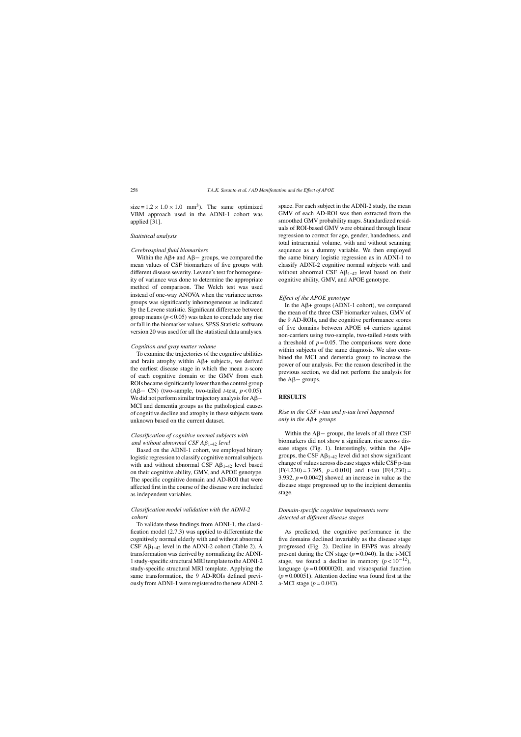size = $1.2 \times 1.0 \times 1.0$ mm$^3$). The same optimized VBM approach used in the ADNI-1 cohort was applied [31].

### Statistical analysis

#### *Cerebrospinal fluid biomarkers*

Within the Aβ+ and Aβ− groups, we compared the mean values of CSF biomarkers of five groups with different disease severity. Levene's test for homogeneity of variance was done to determine the appropriate method of comparison. The Welch test was used instead of one-way ANOVA when the variance across groups was significantly inhomogeneous as indicated by the Levene statistic. Significant difference between group means ($p < 0.05$) was taken to conclude any rise or fall in the biomarker values. SPSS Statistic software version 20 was used for all the statistical data analyses.

#### *Cognition and gray matter volume*

To examine the trajectories of the cognitive abilities and brain atrophy within Aβ+ subjects, we derived the earliest disease stage in which the mean z-score of each cognitive domain or the GMV from each ROIs became significantly lower than the control group (Aβ− CN) (two-sample, two-tailed *t*-test, $p < 0.05$). We did not perform similar trajectory analysis for Aβ− MCI and dementia groups as the pathological causes of cognitive decline and atrophy in these subjects were unknown based on the current dataset.

#### *Classification of cognitive normal subjects with and without abnormal CSF $A\beta_{1\text{-}42}$ level*

Based on the ADNI-1 cohort, we employed binary logistic regression to classify cognitive normal subjects with and without abnormal CSF $A\beta_{1\text{-}42}$ level based on their cognitive ability, GMV, and APOE genotype. The specific cognitive domain and AD-ROI that were affected first in the course of the disease were included as independent variables.

#### *Classification model validation with the ADNI-2 cohort*

To validate these findings from ADNI-1, the classification model (2.7.3) was applied to differentiate the cognitively normal elderly with and without abnormal CSF $A\beta_{1\text{-}42}$ level in the ADNI-2 cohort (Table 2). A transformation was derived by normalizing the ADNI-1 study-specific structural MRI template to the ADNI-2 study-specific structural MRI template. Applying the same transformation, the 9 AD-ROIs defined previously from ADNI-1 were registered to the new ADNI-2 space. For each subject in the ADNI-2 study, the mean GMV of each AD-ROI was then extracted from the smoothed GMV probability maps. Standardized residuals of ROI-based GMV were obtained through linear regression to correct for age, gender, handedness, and total intracranial volume, with and without scanning sequence as a dummy variable. We then employed the same binary logistic regression as in ADNI-1 to classify ADNI-2 cognitive normal subjects with and without abnormal CSF $A\beta_{1\text{-}42}$ level based on their cognitive ability, GMV, and APOE genotype.

#### *Effect of the APOE genotype*

In the Aβ+ groups (ADNI-1 cohort), we compared the mean of the three CSF biomarker values, GMV of the 9 AD-ROIs, and the cognitive performance scores of five domains between APOE ε4 carriers against non-carriers using two-sample, two-tailed *t*-tests with a threshold of $p = 0.05$. The comparisons were done within subjects of the same diagnosis. We also combined the MCI and dementia group to increase the power of our analysis. For the reason described in the previous section, we did not perform the analysis for the Aβ− groups.

## RESULTS

### *Rise in the CSF t-tau and p-tau level happened only in the Aβ+ groups*

Within the Aβ− groups, the levels of all three CSF biomarkers did not show a significant rise across disease stages (Fig. 1). Interestingly, within the Aβ+ groups, the CSF $A\beta_{1\text{-}42}$ level did not show significant change of values across disease stages while CSF p-tau [$F(4,230) = 3.395$, $p = 0.010$] and t-tau [$F(4,230) = 3.932$, $p = 0.0042$] showed an increase in value as the disease stage progressed up to the incipient dementia stage.

### *Domain-specific cognitive impairments were detected at different disease stages*

As predicted, the cognitive performance in the five domains declined invariably as the disease stage progressed (Fig. 2). Decline in EF/PS was already present during the CN stage ($p = 0.040$). In the i-MCI stage, we found a decline in memory ($p < 10^{-12}$), language ($p = 0.0000020$), and visuospatial function ($p = 0.00051$). Attention decline was found first at the a-MCI stage ($p = 0.043$).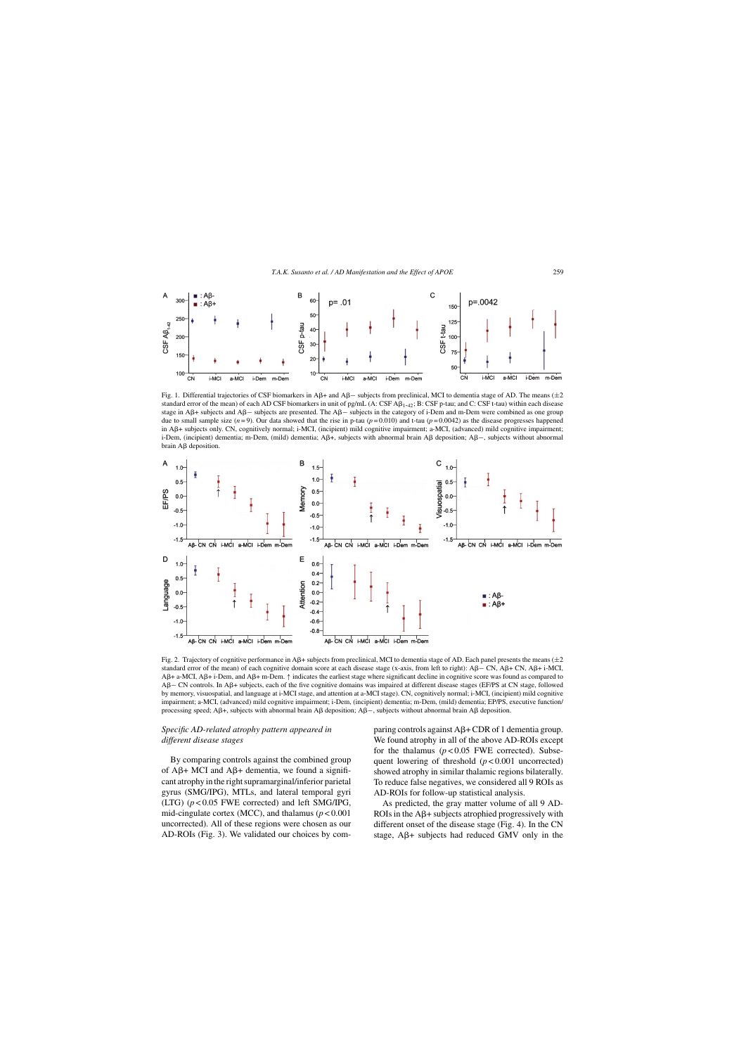Fig. 1. Differential trajectories of CSF biomarkers in Aβ+ and Aβ− subjects from preclinical, MCI to dementia stage of AD. The means (±2 standard error of the mean) of each AD CSF biomarkers in unit of pg/mL (A: CSF $A\beta_{1-42}$; B: CSF p-tau; and C: CSF t-tau) within each disease stage in Aβ+ subjects and Aβ− subjects are presented. The Aβ− subjects in the category of i-Dem and m-Dem were combined as one group due to small sample size ($n = 9$). Our data showed that the rise in p-tau ($p = 0.010$) and t-tau ($p = 0.0042$) as the disease progresses happened in Aβ+ subjects only. CN, cognitively normal; i-MCI, (incipient) mild cognitive impairment; a-MCI, (advanced) mild cognitive impairment; i-Dem, (incipient) dementia; m-Dem, (mild) dementia; Aβ+, subjects with abnormal brain Aβ deposition; Aβ−, subjects without abnormal brain Aβ deposition.

Fig. 2. Trajectory of cognitive performance in Aβ+ subjects from preclinical, MCI to dementia stage of AD. Each panel presents the means (±2 standard error of the mean) of each cognitive domain score at each disease stage (x-axis, from left to right): Aβ− CN, Aβ+ CN, Aβ+ i-MCI, Aβ+ a-MCI, Aβ+ i-Dem, and Aβ+ m-Dem. ↑ indicates the earliest stage where significant decline in cognitive score was found as compared to Aβ− CN controls. In Aβ+ subjects, each of the five cognitive domains was impaired at different disease stages (EF/PS at CN stage, followed by memory, visuospatial, and language at i-MCI stage, and attention at a-MCI stage). CN, cognitively normal; i-MCI, (incipient) mild cognitive impairment; a-MCI, (advanced) mild cognitive impairment; i-Dem, (incipient) dementia; m-Dem, (mild) dementia; EP/PS, executive function/processing speed; Aβ+, subjects with abnormal brain Aβ deposition; Aβ−, subjects without abnormal brain Aβ deposition.

### *Specific AD-related atrophy pattern appeared in different disease stages*

By comparing controls against the combined group of Aβ+ MCI and Aβ+ dementia, we found a significant atrophy in the right supramarginal/inferior parietal gyrus (SMG/IPG), MTLs, and lateral temporal gyri (LTG) ($p < 0.05$ FWE corrected) and left SMG/IPG, mid-cingulate cortex (MCC), and thalamus ($p < 0.001$ uncorrected). All of these regions were chosen as our AD-ROIs (Fig. 3). We validated our choices by comparing controls against Aβ+ CDR of 1 dementia group. We found atrophy in all of the above AD-ROIs except for the thalamus ($p < 0.05$ FWE corrected). Subsequent lowering of threshold ($p < 0.001$ uncorrected) showed atrophy in similar thalamic regions bilaterally. To reduce false negatives, we considered all 9 ROIs as AD-ROIs for follow-up statistical analysis.

As predicted, the gray matter volume of all 9 AD-ROIs in the Aβ+ subjects atrophied progressively with different onset of the disease stage (Fig. 4). In the CN stage, Aβ+ subjects had reduced GMV only in the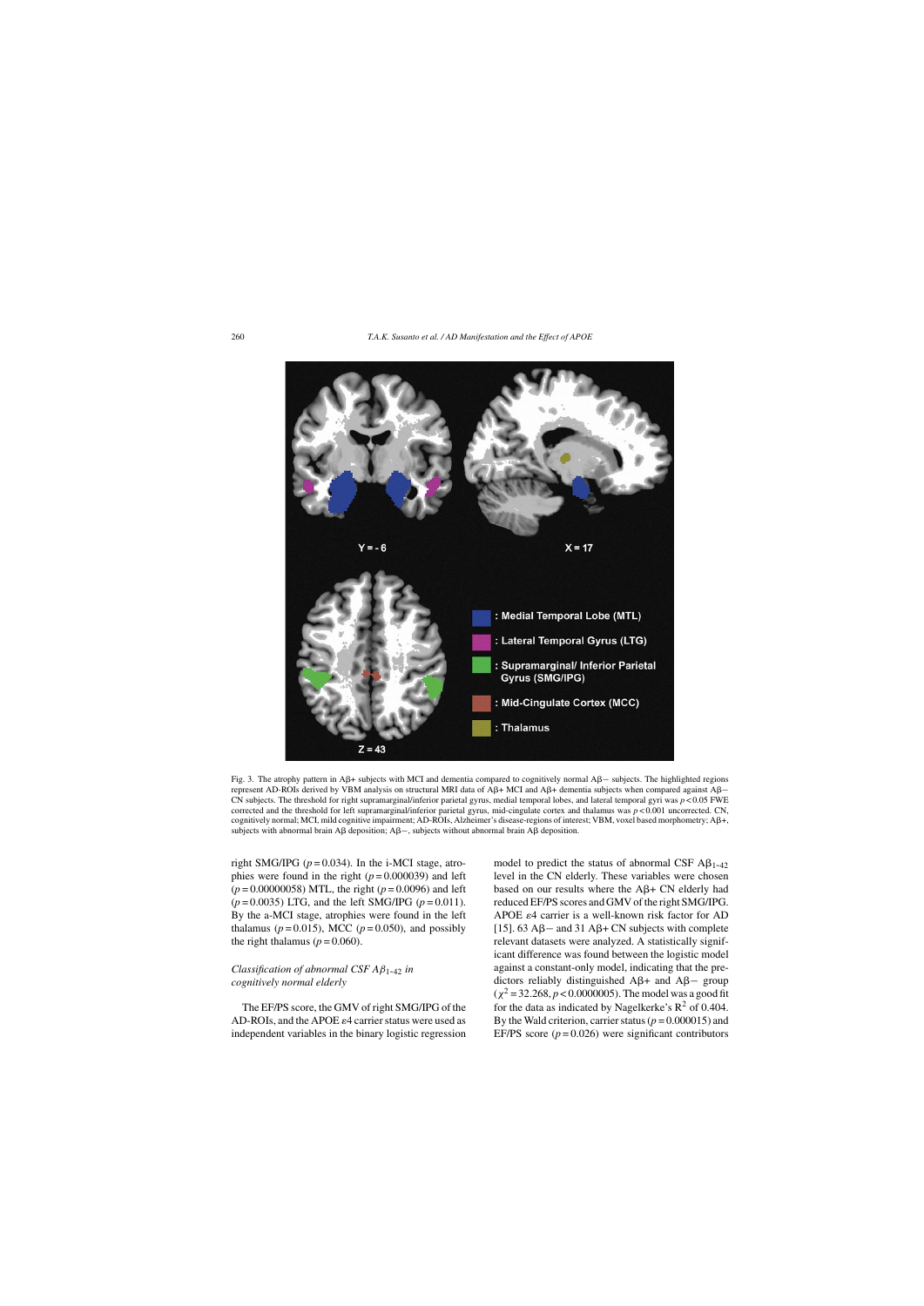Fig. 3. The atrophy pattern in Aβ+ subjects with MCI and dementia compared to cognitively normal Aβ− subjects. The highlighted regions represent AD-ROIs derived by VBM analysis on structural MRI data of Aβ+ MCI and Aβ+ dementia subjects when compared against Aβ− CN subjects. The threshold for right supramarginal/inferior parietal gyrus, medial temporal lobes, and lateral temporal gyri was $p < 0.05$ FWE corrected and the threshold for left supramarginal/inferior parietal gyrus, mid-cingulate cortex and thalamus was $p < 0.001$ uncorrected. CN, cognitively normal; MCI, mild cognitive impairment; AD-ROIs, Alzheimer's disease-regions of interest; VBM, voxel based morphometry; Aβ+, subjects with abnormal brain Aβ deposition; Aβ−, subjects without abnormal brain Aβ deposition.

right SMG/IPG ($p = 0.034$). In the i-MCI stage, atrophies were found in the right ($p = 0.000039$) and left ($p = 0.00000058$) MTL, the right ($p = 0.0096$) and left ($p = 0.0035$) LTG, and the left SMG/IPG ($p = 0.011$). By the a-MCI stage, atrophies were found in the left thalamus ($p = 0.015$), MCC ($p = 0.050$), and possibly the right thalamus ($p = 0.060$).

### *Classification of abnormal CSF $A\beta_{1-42}$ in cognitively normal elderly*

The EF/PS score, the GMV of right SMG/IPG of the AD-ROIs, and the APOE ε4 carrier status were used as independent variables in the binary logistic regression model to predict the status of abnormal CSF $A\beta_{1-42}$ level in the CN elderly. These variables were chosen based on our results where the Aβ+ CN elderly had reduced EF/PS scores and GMV of the right SMG/IPG. APOE ε4 carrier is a well-known risk factor for AD [15]. 63 Aβ− and 31 Aβ+ CN subjects with complete relevant datasets were analyzed. A statistically significant difference was found between the logistic model against a constant-only model, indicating that the predictors reliably distinguished Aβ+ and Aβ− group ($\chi^2 = 32.268$, $p < 0.0000005$). The model was a good fit for the data as indicated by Nagelkerke's $R^2$ of 0.404. By the Wald criterion, carrier status ($p = 0.000015$) and EF/PS score ($p = 0.026$) were significant contributors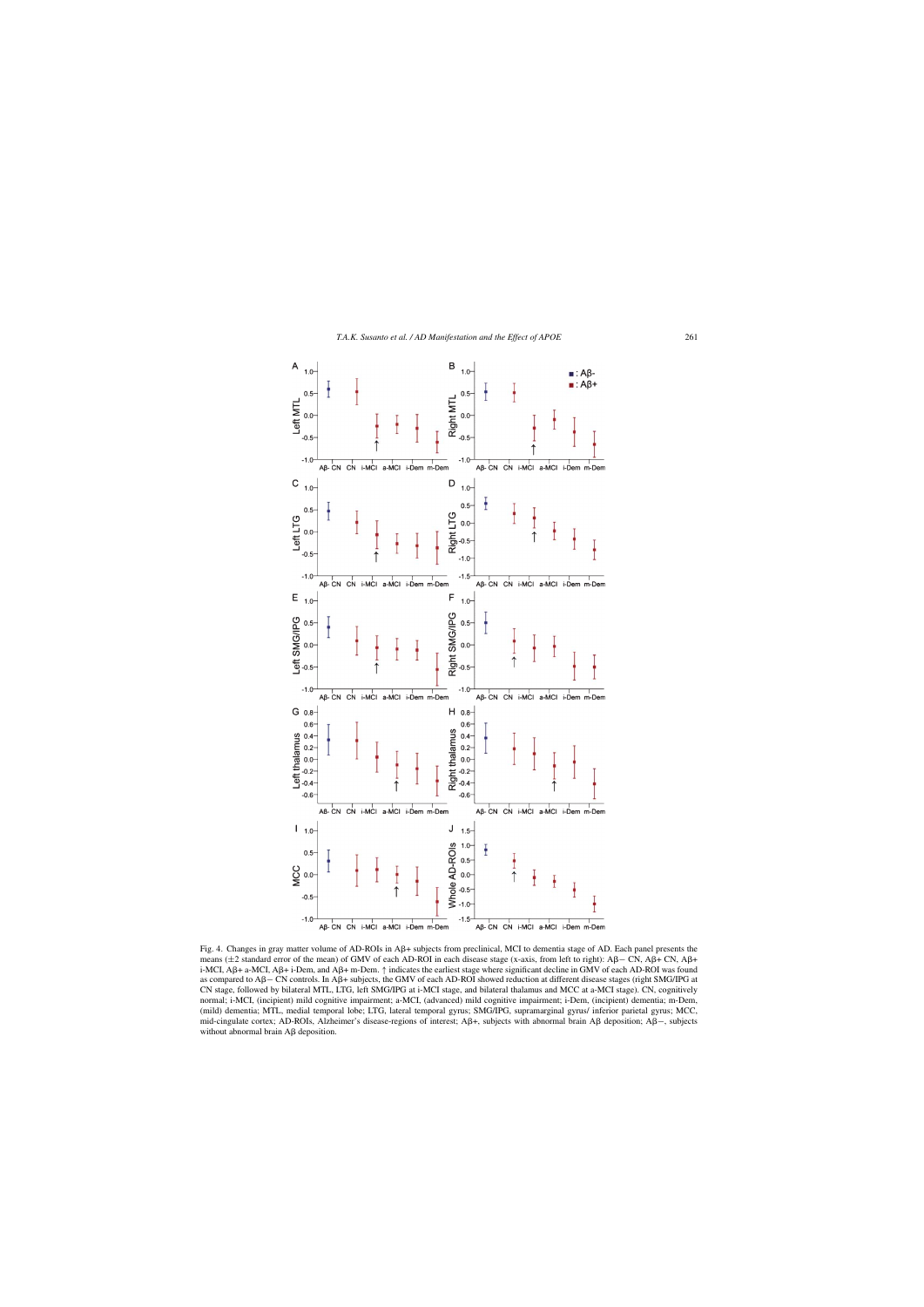Fig. 4. Changes in gray matter volume of AD-ROIs in Aβ+ subjects from preclinical, MCI to dementia stage of AD. Each panel presents the means (±2 standard error of the mean) of GMV of each AD-ROI in each disease stage (x-axis, from left to right): Aβ− CN, Aβ+ CN, Aβ+ i-MCI, Aβ+ a-MCI, Aβ+ i-Dem, and Aβ+ m-Dem. ↑ indicates the earliest stage where significant decline in GMV of each AD-ROI was found as compared to Aβ− CN controls. In Aβ+ subjects, the GMV of each AD-ROI showed reduction at different disease stages (right SMG/IPG at CN stage, followed by bilateral MTL, LTG, left SMG/IPG at i-MCI stage, and bilateral thalamus and MCC at a-MCI stage). CN, cognitively normal; i-MCI, (incipient) mild cognitive impairment; a-MCI, (advanced) mild cognitive impairment; i-Dem, (incipient) dementia; m-Dem, (mild) dementia; MTL, medial temporal lobe; LTG, lateral temporal gyrus; SMG/IPG, supramarginal gyrus/ inferior parietal gyrus; MCC, mid-cingulate cortex; AD-ROIs, Alzheimer's disease-regions of interest; Aβ+, subjects with abnormal brain Aβ deposition; Aβ−, subjects without abnormal brain Aβ deposition.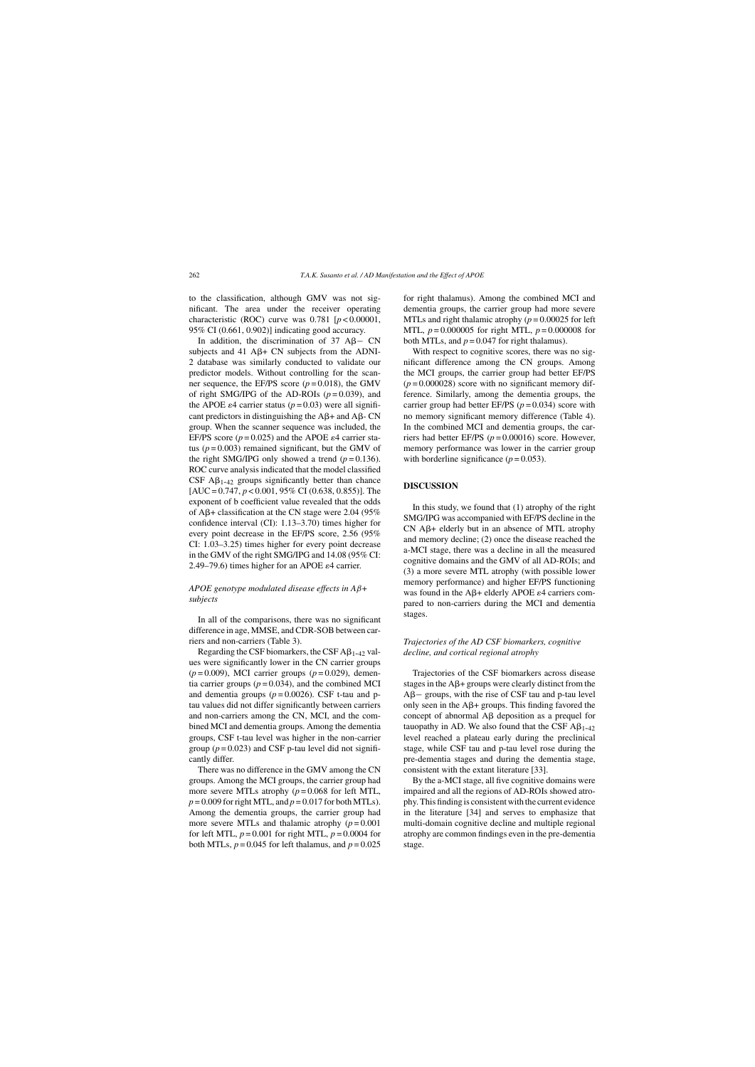to the classification, although GMV was not significant. The area under the receiver operating characteristic (ROC) curve was 0.781 [$p < 0.00001$, 95% CI (0.661, 0.902)] indicating good accuracy.

In addition, the discrimination of 37 Aβ− CN subjects and 41 Aβ+ CN subjects from the ADNI-2 database was similarly conducted to validate our predictor models. Without controlling for the scanner sequence, the EF/PS score ($p = 0.018$), the GMV of right SMG/IPG of the AD-ROIs ($p = 0.039$), and the APOE ε4 carrier status ($p = 0.03$) were all significant predictors in distinguishing the Aβ+ and Aβ- CN group. When the scanner sequence was included, the EF/PS score ($p = 0.025$) and the APOE ε4 carrier status ($p = 0.003$) remained significant, but the GMV of the right SMG/IPG only showed a trend ($p = 0.136$). ROC curve analysis indicated that the model classified CSF $A\beta_{1-42}$ groups significantly better than chance [AUC = 0.747, $p < 0.001$, 95% CI (0.638, 0.855)]. The exponent of b coefficient value revealed that the odds of Aβ+ classification at the CN stage were 2.04 (95% confidence interval (CI): 1.13–3.70) times higher for every point decrease in the EF/PS score, 2.56 (95% CI: 1.03–3.25) times higher for every point decrease in the GMV of the right SMG/IPG and 14.08 (95% CI: 2.49–79.6) times higher for an APOE ε4 carrier.

### *APOE genotype modulated disease effects in Aβ+ subjects*

In all of the comparisons, there was no significant difference in age, MMSE, and CDR-SOB between carriers and non-carriers (Table 3).

Regarding the CSF biomarkers, the CSF $A\beta_{1-42}$ values were significantly lower in the CN carrier groups ($p = 0.009$), MCI carrier groups ($p = 0.029$), dementia carrier groups ($p = 0.034$), and the combined MCI and dementia groups ($p = 0.0026$). CSF t-tau and p-tau values did not differ significantly between carriers and non-carriers among the CN, MCI, and the combined MCI and dementia groups. Among the dementia groups, CSF t-tau level was higher in the non-carrier group ($p = 0.023$) and CSF p-tau level did not significantly differ.

There was no difference in the GMV among the CN groups. Among the MCI groups, the carrier group had more severe MTLs atrophy ($p = 0.068$ for left MTL, $p = 0.009$ for right MTL, and $p = 0.017$ for both MTLs). Among the dementia groups, the carrier group had more severe MTLs and thalamic atrophy ($p = 0.001$ for left MTL, $p = 0.001$ for right MTL, $p = 0.0004$ for both MTLs, $p = 0.045$ for left thalamus, and $p = 0.025$ for right thalamus). Among the combined MCI and dementia groups, the carrier group had more severe MTLs and right thalamic atrophy ($p = 0.00025$ for left MTL, $p = 0.000005$ for right MTL, $p = 0.000008$ for both MTLs, and $p = 0.047$ for right thalamus).

With respect to cognitive scores, there was no significant difference among the CN groups. Among the MCI groups, the carrier group had better EF/PS ($p = 0.000028$) score with no significant memory difference. Similarly, among the dementia groups, the carrier group had better EF/PS ($p = 0.034$) score with no memory significant memory difference (Table 4). In the combined MCI and dementia groups, the carriers had better EF/PS ($p = 0.00016$) score. However, memory performance was lower in the carrier group with borderline significance ($p = 0.053$).

## DISCUSSION

In this study, we found that (1) atrophy of the right SMG/IPG was accompanied with EF/PS decline in the CN Aβ+ elderly but in an absence of MTL atrophy and memory decline; (2) once the disease reached the a-MCI stage, there was a decline in all the measured cognitive domains and the GMV of all AD-ROIs; and (3) a more severe MTL atrophy (with possible lower memory performance) and higher EF/PS functioning was found in the Aβ+ elderly APOE ε4 carriers compared to non-carriers during the MCI and dementia stages.

### *Trajectories of the AD CSF biomarkers, cognitive decline, and cortical regional atrophy*

Trajectories of the CSF biomarkers across disease stages in the Aβ+ groups were clearly distinct from the Aβ− groups, with the rise of CSF tau and p-tau level only seen in the Aβ+ groups. This finding favored the concept of abnormal Aβ deposition as a prequel for tauopathy in AD. We also found that the CSF $A\beta_{1-42}$ level reached a plateau early during the preclinical stage, while CSF tau and p-tau level rose during the pre-dementia stages and during the dementia stage, consistent with the extant literature [33].

By the a-MCI stage, all five cognitive domains were impaired and all the regions of AD-ROIs showed atrophy. This finding is consistent with the current evidence in the literature [34] and serves to emphasize that multi-domain cognitive decline and multiple regional atrophy are common findings even in the pre-dementia stage.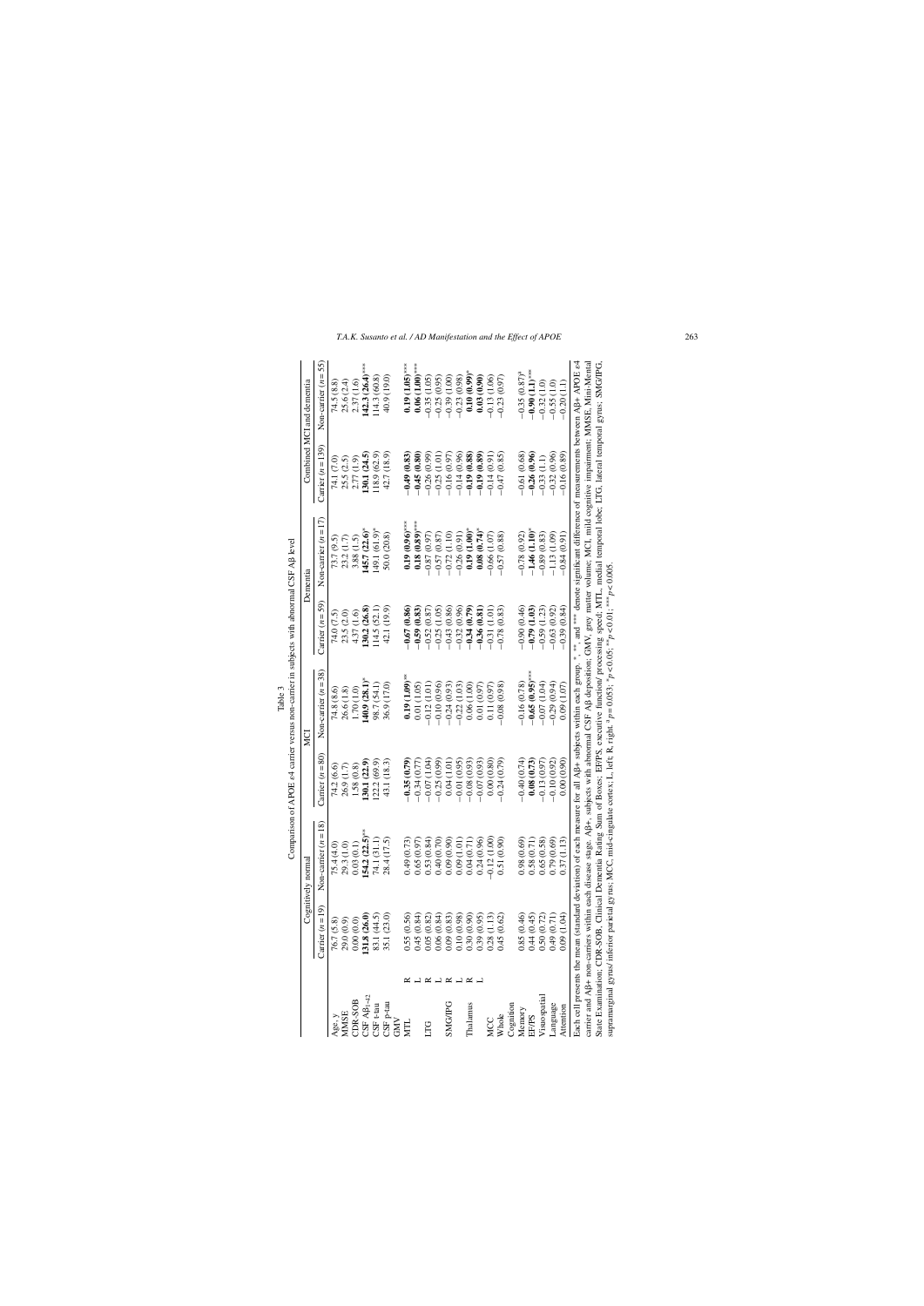Table 3

Comparison of APOE ε4 carrier versus non-carrier in subjects with abnormal CSF Aβ level

| | | Cognitively normal | | MCI | | Dementia | | Combined MCI and dementia | |
|---|---|---|---|---|---|---|---|---|---|
| | | Carrier (n = 19) | Non-carrier (n = 18) | Carrier (n = 80) | Non-carrier (n = 38) | Carrier (n = 59) | Non-carrier (n = 17) | Carrier (n = 139) | Non-carrier (n = 55) |
| Age, y | | 76.7 (5.8) | 75.4 (4.0) | 74.2 (6.6) | 74.8 (8.6) | 74.0 (7.5) | 73.7 (9.5) | 74.1 (7.0) | 74.5 (8.8) |
| MMSE | | 29.0 (0.9) | 29.3 (1.0) | 26.9 (1.7) | 26.6 (1.8) | 23.5 (2.0) | 23.2 (1.7) | 25.5 (2.5) | 25.6 (2.4) |
| CDR-SOB | | 0.00 (0.0) | 0.03 (0.1) | 1.58 (0.8) | 1.70 (1.0) | 4.37 (1.6) | 3.88 (1.5) | 2.77 (1.9) | 2.37 (1.6) |
| CSF Aβ$_{1-42}$ | | **131.8 (26.0)** | **154.2 (22.5)**** | **130.1 (22.9)** | **140.9 (28.1)*** | **130.2 (26.8)** | **145.7 (22.6)*** | **130.1 (24.5)** | **142.3 (26.4)***** |
| CSF t-tau | | 83.1 (44.5) | 74.1 (31.1) | 122.2 (69.9) | 98.7 (54.1) | 114.5 (52.1) | 149.1 (61.9)* | 118.9 (62.9) | 114.3 (60.8) |
| CSF p-tau | | 35.1 (23.0) | 28.4 (17.5) | 43.1 (18.3) | 36.9 (17.0) | 42.1 (19.9) | 50.0 (20.8) | 42.7 (18.9) | 40.9 (19.0) |
| GMV | | | | | | | | | |
| MTL | R | 0.55 (0.56) | 0.49 (0.73) | **−0.35 (0.79)** | **0.19 (1.09)**** | **−0.67 (0.86)** | **0.19 (0.96)***** | **−0.49 (0.83)** | **0.19 (1.05)***** |
| | L | 0.45 (0.84) | 0.65 (0.97) | −0.34 (0.77) | 0.01 (1.05) | **−0.59 (0.83)** | **0.18 (0.89)***** | **−0.45 (0.80)** | **0.06 (1.00)***** |
| LTG | R | 0.05 (0.82) | 0.53 (0.84) | −0.07 (1.04) | −0.12 (1.01) | −0.52 (0.87) | −0.87 (0.97) | −0.26 (0.99) | −0.35 (1.05) |
| | L | 0.06 (0.84) | 0.40 (0.70) | −0.25 (0.99) | −0.10 (0.96) | −0.25 (1.05) | −0.57 (0.87) | −0.25 (1.01) | −0.25 (0.95) |
| SMG/IPG | R | 0.09 (0.83) | 0.09 (0.90) | 0.04 (1.01) | −0.24 (0.93) | −0.43 (0.86) | −0.72 (1.10) | −0.16 (0.97) | −0.39 (1.00) |
| | L | 0.10 (0.98) | 0.09 (1.01) | −0.01 (0.95) | −0.22 (1.03) | −0.32 (0.96) | −0.26 (0.91) | −0.14 (0.96) | −0.23 (0.98) |
| Thalamus | R | 0.30 (0.90) | 0.04 (0.71) | −0.08 (0.93) | 0.06 (1.00) | **−0.34 (0.79)** | **0.19 (1.00)*** | **−0.19 (0.88)** | **0.10 (0.99)*** |
| | L | 0.39 (0.95) | 0.24 (0.96) | −0.07 (0.93) | 0.01 (0.97) | **−0.36 (0.81)** | **0.08 (0.74)*** | **−0.19 (0.89)** | **0.03 (0.90)** |
| MCC | | 0.28 (1.13) | −0.12 (1.00) | 0.00 (0.80) | 0.11 (0.97) | −0.31 (1.01) | −0.66 (1.07) | −0.14 (0.91) | −0.13 (1.06) |
| Whole | | 0.45 (0.62) | 0.51 (0.90) | −0.24 (0.79) | −0.08 (0.98) | −0.78 (0.83) | −0.57 (0.88) | −0.47 (0.85) | −0.23 (0.97) |
| Cognition | | | | | | | | | |
| Memory | | 0.85 (0.46) | 0.98 (0.69) | −0.40 (0.74) | −0.16 (0.78) | −0.90 (0.46) | −0.78 (0.92) | −0.61 (0.68) | −0.35 (0.87)# |
| EF/PS | | 0.44 (0.45) | 0.58 (0.71) | **0.08 (0.73)** | **−0.65 (0.95)***** | **−0.79 (1.03)** | **−1.46 (1.10)*** | **−0.26 (0.96)** | **−0.90 (1.1)***** |
| Visuospatial | | 0.50 (0.72) | 0.65 (0.58) | −0.13 (0.97) | −0.07 (1.04) | −0.59 (1.23) | −0.89 (0.83) | −0.33 (1.1) | −0.32 (1.0) |
| Language | | 0.49 (0.71) | 0.79 (0.69) | −0.10 (0.92) | −0.29 (0.94) | −0.63 (0.92) | −1.13 (1.09) | −0.32 (0.96) | −0.55 (1.0) |
| Attention | | 0.09 (1.04) | 0.37 (1.13) | 0.00 (0.90) | 0.00 (1.07) | −0.39 (0.84) | −0.84 (0.91) | −0.16 (0.89) | −0.20 (1.1) |

Each cell presents the mean (standard deviation) of each measure for all Aβ+ subjects within each group. *, **, and *** denote significant difference of measurements between Aβ+ APOE ε4 carrier and Aβ+ non-carriers within each disease stage. Aβ+, subjects with abnormal CSF Aβ deposition; GMV, grey matter volume; MCI, mild cognitive impairment; MMSE, Mini-Mental State Examination; CDR-SOB, Clinical Dementia Rating Sum of Boxes; EF/PS, executive function/ processing speed; MTL, medial temporal lobe; LTG, lateral temporal gyrus; SMG/IPG, supramarginal gyrus/ inferior parietal gyrus; MCC, mid-cingulate cortex; L, left; R, right. #$p = 0.053$; *$p < 0.05$; **$p < 0.01$; ***$p < 0.005$.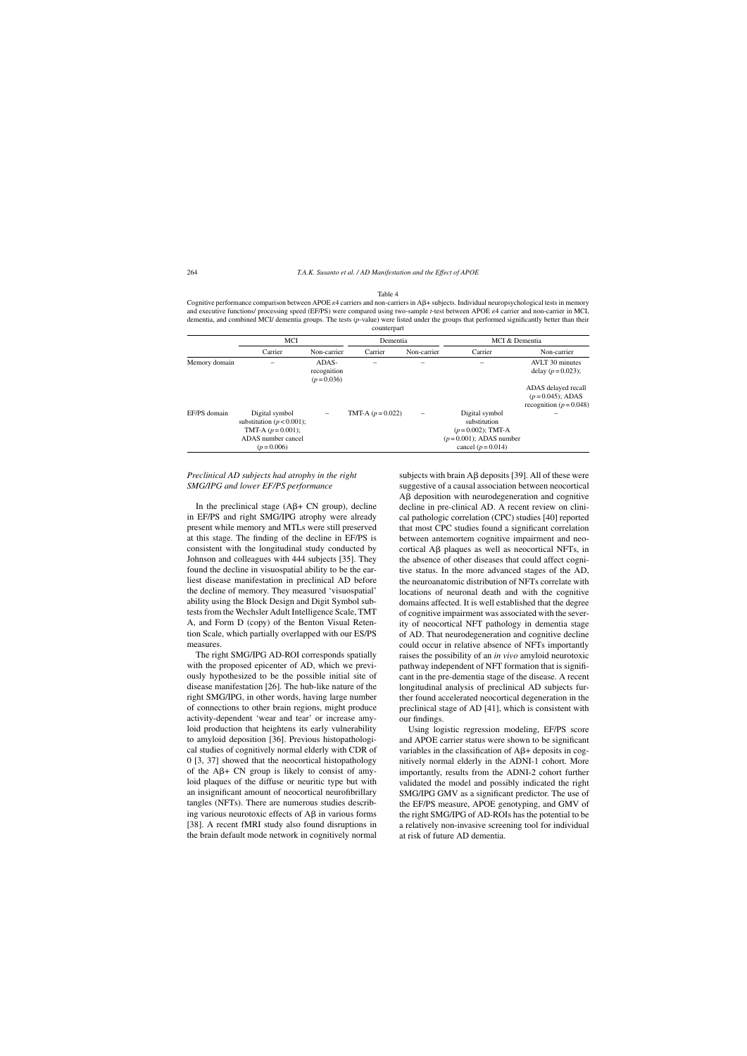Table 4

Cognitive performance comparison between APOE ε4 carriers and non-carriers in Aβ+ subjects. Individual neuropsychological tests in memory and executive functions/ processing speed (EF/PS) were compared using two-sample *t*-test between APOE ε4 carrier and non-carrier in MCI, dementia, and combined MCI/ dementia groups. The tests (*p*-value) were listed under the groups that performed significantly better than their counterpart

| | MCI | | Dementia | | MCI & Dementia | |
|---|---|---|---|---|---|---|
| | Carrier | Non-carrier | Carrier | Non-carrier | Carrier | Non-carrier |
| Memory domain | – | ADAS-recognition ($p = 0.036$) | – | – | – | AVLT 30 minutes delay ($p = 0.023$); ADAS delayed recall ($p = 0.045$); ADAS recognition ($p = 0.048$) |
| EF/PS domain | Digital symbol substitution ($p < 0.001$); TMT-A ($p = 0.001$); ADAS number cancel ($p = 0.006$) | – | TMT-A ($p = 0.022$) | – | Digital symbol substitution ($p = 0.002$); TMT-A ($p = 0.001$); ADAS number cancel ($p = 0.014$) | – |

### *Preclinical AD subjects had atrophy in the right SMG/IPG and lower EF/PS performance*

In the preclinical stage (Aβ+ CN group), decline in EF/PS and right SMG/IPG atrophy were already present while memory and MTLs were still preserved at this stage. The finding of the decline in EF/PS is consistent with the longitudinal study conducted by Johnson and colleagues with 444 subjects [35]. They found the decline in visuospatial ability to be the earliest disease manifestation in preclinical AD before the decline of memory. They measured 'visuospatial' ability using the Block Design and Digit Symbol subtests from the Wechsler Adult Intelligence Scale, TMT A, and Form D (copy) of the Benton Visual Retention Scale, which partially overlapped with our ES/PS measures.

The right SMG/IPG AD-ROI corresponds spatially with the proposed epicenter of AD, which we previously hypothesized to be the possible initial site of disease manifestation [26]. The hub-like nature of the right SMG/IPG, in other words, having large number of connections to other brain regions, might produce activity-dependent 'wear and tear' or increase amyloid production that heightens its early vulnerability to amyloid deposition [36]. Previous histopathological studies of cognitively normal elderly with CDR of 0 [3, 37] showed that the neocortical histopathology of the Aβ+ CN group is likely to consist of amyloid plaques of the diffuse or neuritic type but with an insignificant amount of neocortical neurofibrillary tangles (NFTs). There are numerous studies describing various neurotoxic effects of Aβ in various forms [38]. A recent fMRI study also found disruptions in the brain default mode network in cognitively normal subjects with brain Aβ deposits [39]. All of these were suggestive of a causal association between neocortical Aβ deposition with neurodegeneration and cognitive decline in pre-clinical AD. A recent review on clinical pathologic correlation (CPC) studies [40] reported that most CPC studies found a significant correlation between antemortem cognitive impairment and neocortical Aβ plaques as well as neocortical NFTs, in the absence of other diseases that could affect cognitive status. In the more advanced stages of the AD, the neuroanatomic distribution of NFTs correlate with locations of neuronal death and with the cognitive domains affected. It is well established that the degree of cognitive impairment was associated with the severity of neocortical NFT pathology in dementia stage of AD. That neurodegeneration and cognitive decline could occur in relative absence of NFTs importantly raises the possibility of an *in vivo* amyloid neurotoxic pathway independent of NFT formation that is significant in the pre-dementia stage of the disease. A recent longitudinal analysis of preclinical AD subjects further found accelerated neocortical degeneration in the preclinical stage of AD [41], which is consistent with our findings.

Using logistic regression modeling, EF/PS score and APOE carrier status were shown to be significant variables in the classification of Aβ+ deposits in cognitively normal elderly in the ADNI-1 cohort. More importantly, results from the ADNI-2 cohort further validated the model and possibly indicated the right SMG/IPG GMV as a significant predictor. The use of the EF/PS measure, APOE genotyping, and GMV of the right SMG/IPG of AD-ROIs has the potential to be a relatively non-invasive screening tool for individual at risk of future AD dementia.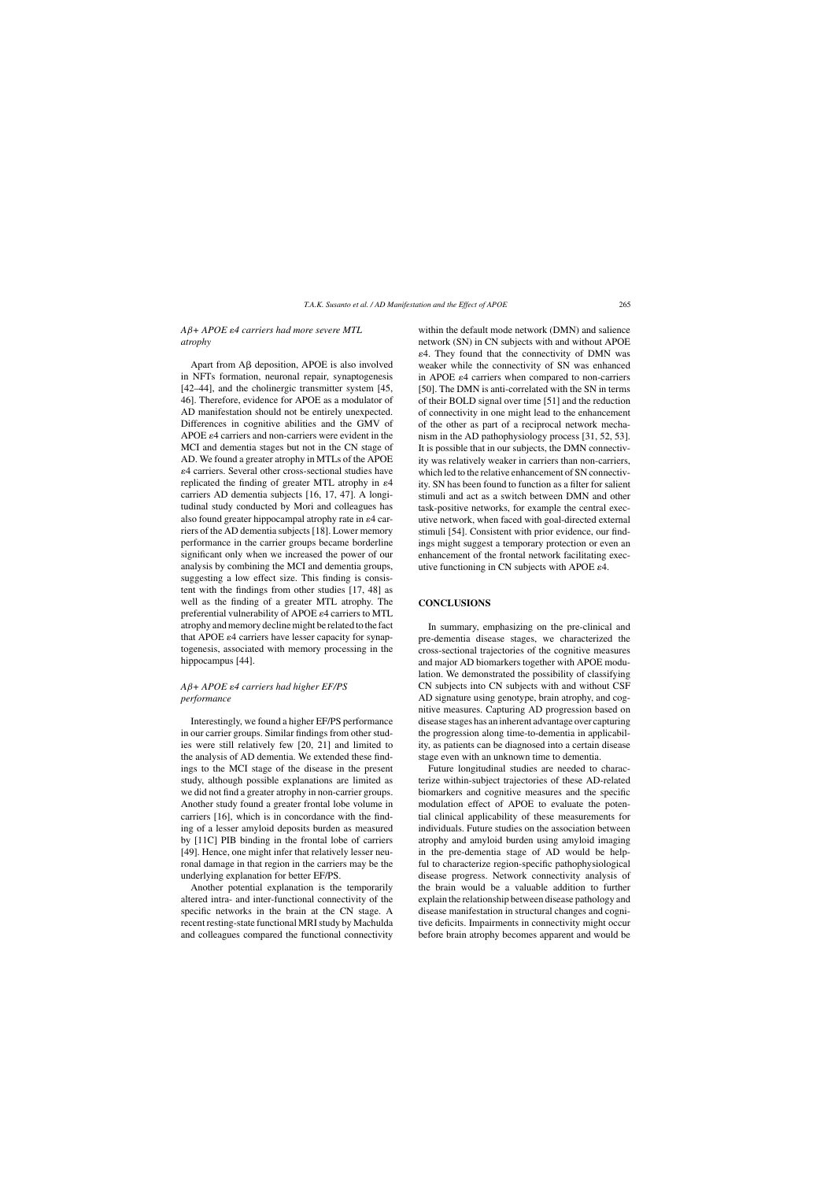### *Aβ+ APOE ε4 carriers had more severe MTL atrophy*

Apart from Aβ deposition, APOE is also involved in NFTs formation, neuronal repair, synaptogenesis [42–44], and the cholinergic transmitter system [45, 46]. Therefore, evidence for APOE as a modulator of AD manifestation should not be entirely unexpected. Differences in cognitive abilities and the GMV of APOE ε4 carriers and non-carriers were evident in the MCI and dementia stages but not in the CN stage of AD. We found a greater atrophy in MTLs of the APOE ε4 carriers. Several other cross-sectional studies have replicated the finding of greater MTL atrophy in ε4 carriers AD dementia subjects [16, 17, 47]. A longitudinal study conducted by Mori and colleagues has also found greater hippocampal atrophy rate in ε4 carriers of the AD dementia subjects [18]. Lower memory performance in the carrier groups became borderline significant only when we increased the power of our analysis by combining the MCI and dementia groups, suggesting a low effect size. This finding is consistent with the findings from other studies [17, 48] as well as the finding of a greater MTL atrophy. The preferential vulnerability of APOE ε4 carriers to MTL atrophy and memory decline might be related to the fact that APOE ε4 carriers have lesser capacity for synaptogenesis, associated with memory processing in the hippocampus [44].

### *Aβ+ APOE ε4 carriers had higher EF/PS performance*

Interestingly, we found a higher EF/PS performance in our carrier groups. Similar findings from other studies were still relatively few [20, 21] and limited to the analysis of AD dementia. We extended these findings to the MCI stage of the disease in the present study, although possible explanations are limited as we did not find a greater atrophy in non-carrier groups. Another study found a greater frontal lobe volume in carriers [16], which is in concordance with the finding of a lesser amyloid deposits burden as measured by [11C] PIB binding in the frontal lobe of carriers [49]. Hence, one might infer that relatively lesser neuronal damage in that region in the carriers may be the underlying explanation for better EF/PS.

Another potential explanation is the temporarily altered intra- and inter-functional connectivity of the specific networks in the brain at the CN stage. A recent resting-state functional MRI study by Machulda and colleagues compared the functional connectivity within the default mode network (DMN) and salience network (SN) in CN subjects with and without APOE ε4. They found that the connectivity of DMN was weaker while the connectivity of SN was enhanced in APOE ε4 carriers when compared to non-carriers [50]. The DMN is anti-correlated with the SN in terms of their BOLD signal over time [51] and the reduction of connectivity in one might lead to the enhancement of the other as part of a reciprocal network mechanism in the AD pathophysiology process [31, 52, 53]. It is possible that in our subjects, the DMN connectivity was relatively weaker in carriers than non-carriers, which led to the relative enhancement of SN connectivity. SN has been found to function as a filter for salient stimuli and act as a switch between DMN and other task-positive networks, for example the central executive network, when faced with goal-directed external stimuli [54]. Consistent with prior evidence, our findings might suggest a temporary protection or even an enhancement of the frontal network facilitating executive functioning in CN subjects with APOE ε4.

## CONCLUSIONS

In summary, emphasizing on the pre-clinical and pre-dementia disease stages, we characterized the cross-sectional trajectories of the cognitive measures and major AD biomarkers together with APOE modulation. We demonstrated the possibility of classifying CN subjects into CN subjects with and without CSF AD signature using genotype, brain atrophy, and cognitive measures. Capturing AD progression based on disease stages has an inherent advantage over capturing the progression along time-to-dementia in applicability, as patients can be diagnosed into a certain disease stage even with an unknown time to dementia.

Future longitudinal studies are needed to characterize within-subject trajectories of these AD-related biomarkers and cognitive measures and the specific modulation effect of APOE to evaluate the potential clinical applicability of these measurements for individuals. Future studies on the association between atrophy and amyloid burden using amyloid imaging in the pre-dementia stage of AD would be helpful to characterize region-specific pathophysiological disease progress. Network connectivity analysis of the brain would be a valuable addition to further explain the relationship between disease pathology and disease manifestation in structural changes and cognitive deficits. Impairments in connectivity might occur before brain atrophy becomes apparent and would be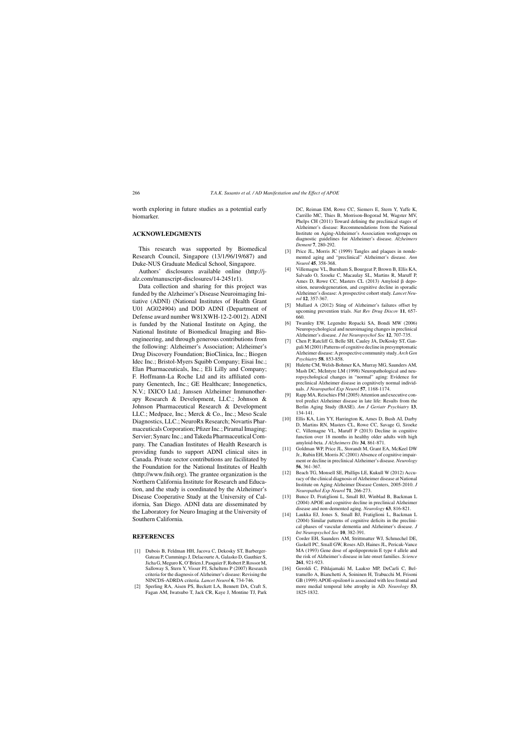worth exploring in future studies as a potential early biomarker.

## ACKNOWLEDGMENTS

This research was supported by Biomedical Research Council, Singapore (13/1/96/19/687) and Duke-NUS Graduate Medical School, Singapore.

Authors' disclosures available online (http://j-alz.com/manuscript-disclosures/14-2451r1).

Data collection and sharing for this project was funded by the Alzheimer's Disease Neuroimaging Initiative (ADNI) (National Institutes of Health Grant U01 AG024904) and DOD ADNI (Department of Defense award number W81XWH-12-2-0012). ADNI is funded by the National Institute on Aging, the National Institute of Biomedical Imaging and Bioengineering, and through generous contributions from the following: Alzheimer's Association; Alzheimer's Drug Discovery Foundation; BioClinica, Inc.; Biogen Idec Inc.; Bristol-Myers Squibb Company; Eisai Inc.; Elan Pharmaceuticals, Inc.; Eli Lilly and Company; F. Hoffmann-La Roche Ltd and its affiliated company Genentech, Inc.; GE Healthcare; Innogenetics, N.V.; IXICO Ltd.; Janssen Alzheimer Immunotherapy Research & Development, LLC.; Johnson & Johnson Pharmaceutical Research & Development LLC.; Medpace, Inc.; Merck & Co., Inc.; Meso Scale Diagnostics, LLC.; NeuroRx Research; Novartis Pharmaceuticals Corporation; Pfizer Inc.; Piramal Imaging; Servier; Synarc Inc.; and Takeda Pharmaceutical Company. The Canadian Institutes of Health Research is providing funds to support ADNI clinical sites in Canada. Private sector contributions are facilitated by the Foundation for the National Institutes of Health (http://www.fnih.org). The grantee organization is the Northern California Institute for Research and Education, and the study is coordinated by the Alzheimer's Disease Cooperative Study at the University of California, San Diego. ADNI data are disseminated by the Laboratory for Neuro Imaging at the University of Southern California.

## REFERENCES

[1] Dubois B, Feldman HH, Jacova C, Dekosky ST, Barberger-Gateau P, Cummings J, Delacourte A, Galasko D, Gauthier S, Jicha G, Meguro K, O'Brien J, Pasquier F, Robert P, Rossor M, Salloway S, Stern Y, Visser PJ, Scheltens P (2007) Research criteria for the diagnosis of Alzheimer's disease: Revising the NINCDS-ADRDA criteria. *Lancet Neurol* **6**, 734-746.

[2] Sperling RA, Aisen PS, Beckett LA, Bennett DA, Craft S, Fagan AM, Iwatsubo T, Jack CR, Kaye J, Montine TJ, Park DC, Reiman EM, Rowe CC, Siemers E, Stern Y, Yaffe K, Carrillo MC, Thies B, Morrison-Bogorad M, Wagster MV, Phelps CH (2011) Toward defining the preclinical stages of Alzheimer's disease: Recommendations from the National Institute on Aging-Alzheimer's Association workgroups on diagnostic guidelines for Alzheimer's disease. *Alzheimers Dement* **7**, 280-292.

[3] Price JL, Morris JC (1999) Tangles and plaques in nondemented aging and "preclinical" Alzheimer's disease. *Ann Neurol* **45**, 358-368.

[4] Villemagne VL, Burnham S, Bourgeat P, Brown B, Ellis KA, Salvado O, Szoeke C, Macaulay SL, Martins R, Maruff P, Ames D, Rowe CC, Masters CL (2013) Amyloid β deposition, neurodegeneration, and cognitive decline in sporadic Alzheimer's disease: A prospective cohort study. *Lancet Neurol* **12**, 357-367.

[5] Mullard A (2012) Sting of Alzheimer's failures offset by upcoming prevention trials. *Nat Rev Drug Discov* **11**, 657-660.

[6] Twamley EW, Legendre Ropacki SA, Bondi MW (2006) Neuropsychological and neuroimaging changes in preclinical Alzheimer's disease. *J Int Neuropsychol Soc* **12**, 707-735.

[7] Chen P, Ratcliff G, Belle SH, Cauley JA, DeKosky ST, Ganguli M (2001) Patterns of cognitive decline in presymptomatic Alzheimer disease: A prospective community study. *Arch Gen Psychiatry* **58**, 853-858.

[8] Hulette CM, Welsh-Bohmer KA, Murray MG, Saunders AM, Mash DC, McIntyre LM (1998) Neuropathological and neuropsychological changes in "normal" aging: Evidence for preclinical Alzheimer disease in cognitively normal individuals. *J Neuropathol Exp Neurol* **57**, 1168-1174.

[9] Rapp MA, Reischies FM (2005) Attention and executive control predict Alzheimer disease in late life: Results from the Berlin Aging Study (BASE). *Am J Geriatr Psychiatry* **13**, 134-141.

[10] Ellis KA, Lim YY, Harrington K, Ames D, Bush AI, Darby D, Martins RN, Masters CL, Rowe CC, Savage G, Szoeke C, Villemagne VL, Maruff P (2013) Decline in cognitive function over 18 months in healthy older adults with high amyloid-beta. *J Alzheimers Dis* **34**, 861-871.

[11] Goldman WP, Price JL, Storandt M, Grant EA, McKeel DW Jr., Rubin EH, Morris JC (2001) Absence of cognitive impairment or decline in preclinical Alzheimer's disease. *Neurology* **56**, 361-367.

[12] Beach TG, Monsell SE, Phillips LE, Kukull W (2012) Accuracy of the clinical diagnosis of Alzheimer disease at National Institute on Aging Alzheimer Disease Centers, 2005-2010. *J Neuropathol Exp Neurol* **71**, 266-273.

[13] Bunce D, Fratiglioni L, Small BJ, Winblad B, Backman L (2004) APOE and cognitive decline in preclinical Alzheimer disease and non-demented aging. *Neurology* **63**, 816-821.

[14] Laukka EJ, Jones S, Small BJ, Fratiglioni L, Backman L (2004) Similar patterns of cognitive deficits in the preclinical phases of vascular dementia and Alzheimer's disease. *J Int Neuropsychol Soc* **10**, 382-391.

[15] Corder EH, Saunders AM, Strittmatter WJ, Schmechel DE, Gaskell PC, Small GW, Roses AD, Haines JL, Pericak-Vance MA (1993) Gene dose of apolipoprotein E type 4 allele and the risk of Alzheimer's disease in late onset families. *Science* **261**, 921-923.

[16] Geroldi C, Pihlajamaki M, Laakso MP, DeCarli C, Beltramello A, Bianchetti A, Soininen H, Trabucchi M, Frisoni GB (1999) APOE-epsilon4 is associated with less frontal and more medial temporal lobe atrophy in AD. *Neurology* **53**, 1825-1832.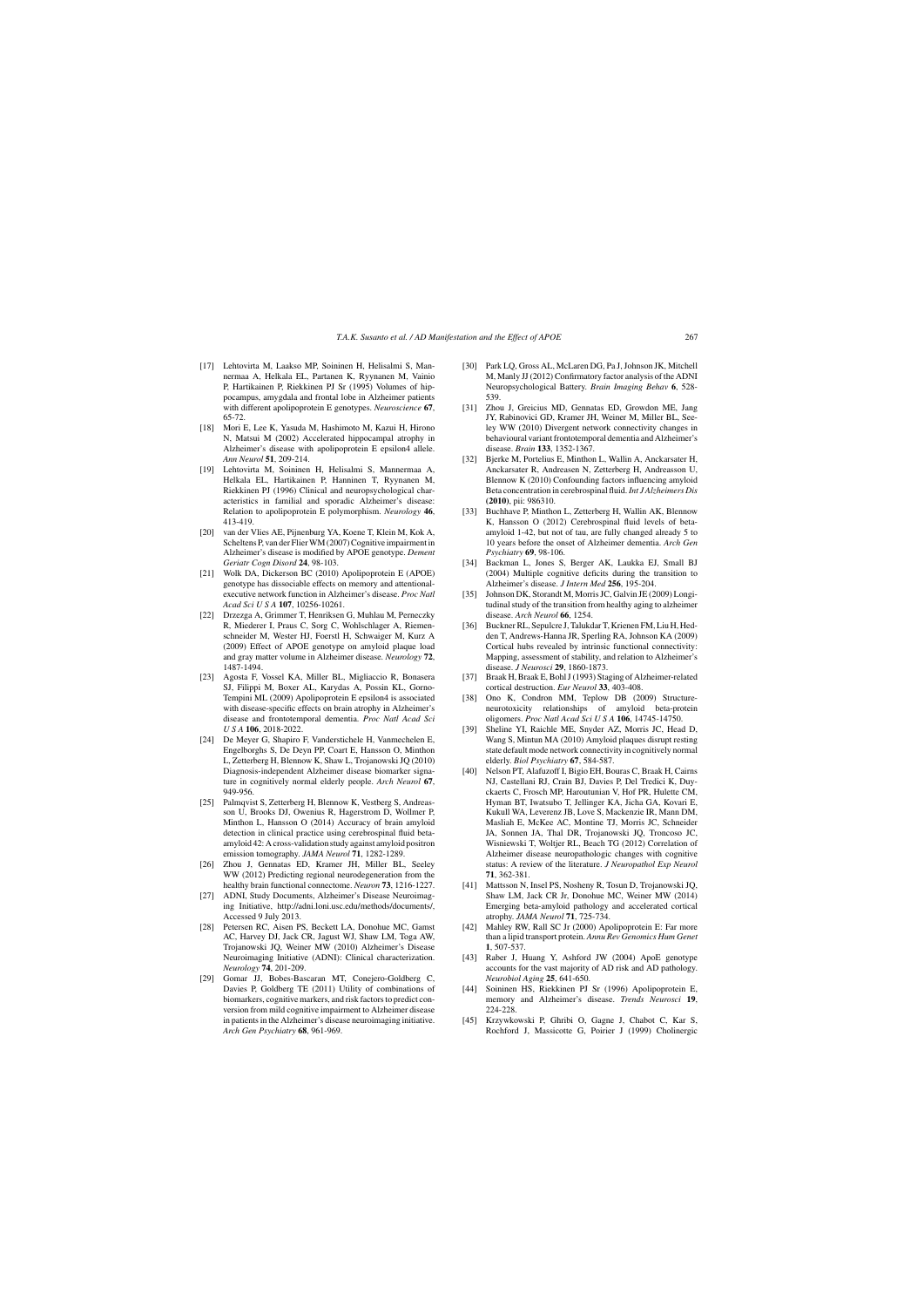[17] Lehtovirta M, Laakso MP, Soininen H, Helisalmi S, Mannermaa A, Helkala EL, Partanen K, Ryynanen M, Vainio P, Hartikainen P, Riekkinen PJ Sr (1995) Volumes of hippocampus, amygdala and frontal lobe in Alzheimer patients with different apolipoprotein E genotypes. *Neuroscience* **67**, 65-72.

[18] Mori E, Lee K, Yasuda M, Hashimoto M, Kazui H, Hirono N, Matsui M (2002) Accelerated hippocampal atrophy in Alzheimer's disease with apolipoprotein E epsilon4 allele. *Ann Neurol* **51**, 209-214.

[19] Lehtovirta M, Soininen H, Helisalmi S, Mannermaa A, Helkala EL, Hartikainen P, Hanninen T, Ryynanen M, Riekkinen PJ (1996) Clinical and neuropsychological characteristics in familial and sporadic Alzheimer's disease: Relation to apolipoprotein E polymorphism. *Neurology* **46**, 413-419.

[20] van der Vlies AE, Pijnenburg YA, Koene T, Klein M, Kok A, Scheltens P, van der Flier WM (2007) Cognitive impairment in Alzheimer's disease is modified by APOE genotype. *Dement Geriatr Cogn Disord* **24**, 98-103.

[21] Wolk DA, Dickerson BC (2010) Apolipoprotein E (APOE) genotype has dissociable effects on memory and attentional-executive network function in Alzheimer's disease. *Proc Natl Acad Sci U S A* **107**, 10256-10261.

[22] Drzezga A, Grimmer T, Henriksen G, Muhlau M, Perneczky R, Miederer I, Praus C, Sorg C, Wohlschlager A, Riemenschneider M, Wester HJ, Foerstl H, Schwaiger M, Kurz A (2009) Effect of APOE genotype on amyloid plaque load and gray matter volume in Alzheimer disease. *Neurology* **72**, 1487-1494.

[23] Agosta F, Vossel KA, Miller BL, Migliaccio R, Bonasera SJ, Filippi M, Boxer AL, Karydas A, Possin KL, Gorno-Tempini ML (2009) Apolipoprotein E epsilon4 is associated with disease-specific effects on brain atrophy in Alzheimer's disease and frontotemporal dementia. *Proc Natl Acad Sci U S A* **106**, 2018-2022.

[24] De Meyer G, Shapiro F, Vanderstichele H, Vanmechelen E, Engelborghs S, De Deyn PP, Coart E, Hansson O, Minthon L, Zetterberg H, Blennow K, Shaw L, Trojanowski JQ (2010) Diagnosis-independent Alzheimer disease biomarker signature in cognitively normal elderly people. *Arch Neurol* **67**, 949-956.

[25] Palmqvist S, Zetterberg H, Blennow K, Vestberg S, Andreasson U, Brooks DJ, Owenius R, Hagerstrom D, Wollmer P, Minthon L, Hansson O (2014) Accuracy of brain amyloid detection in clinical practice using cerebrospinal fluid beta-amyloid 42: A cross-validation study against amyloid positron emission tomography. *JAMA Neurol* **71**, 1282-1289.

[26] Zhou J, Gennatas ED, Kramer JH, Miller BL, Seeley WW (2012) Predicting regional neurodegeneration from the healthy brain functional connectome. *Neuron* **73**, 1216-1227.

[27] ADNI, Study Documents, Alzheimer's Disease Neuroimaging Initiative, http://adni.loni.usc.edu/methods/documents/, Accessed 9 July 2013.

[28] Petersen RC, Aisen PS, Beckett LA, Donohue MC, Gamst AC, Harvey DJ, Jack CR, Jagust WJ, Shaw LM, Toga AW, Trojanowski JQ, Weiner MW (2010) Alzheimer's Disease Neuroimaging Initiative (ADNI): Clinical characterization. *Neurology* **74**, 201-209.

[29] Gomar JJ, Bobes-Bascaran MT, Conejero-Goldberg C, Davies P, Goldberg TE (2011) Utility of combinations of biomarkers, cognitive markers, and risk factors to predict conversion from mild cognitive impairment to Alzheimer disease in patients in the Alzheimer's disease neuroimaging initiative. *Arch Gen Psychiatry* **68**, 961-969.

[30] Park LQ, Gross AL, McLaren DG, Pa J, Johnson JK, Mitchell M, Manly JJ (2012) Confirmatory factor analysis of the ADNI Neuropsychological Battery. *Brain Imaging Behav* **6**, 528-539.

[31] Zhou J, Greicius MD, Gennatas ED, Growdon ME, Jang JY, Rabinovici GD, Kramer JH, Weiner M, Miller BL, Seeley WW (2010) Divergent network connectivity changes in behavioural variant frontotemporal dementia and Alzheimer's disease. *Brain* **133**, 1352-1367.

[32] Bjerke M, Portelius E, Minthon L, Wallin A, Anckarsater H, Anckarsater R, Andreasen N, Zetterberg H, Andreasson U, Blennow K (2010) Confounding factors influencing amyloid Beta concentration in cerebrospinal fluid. *Int J Alzheimers Dis* **(2010)**, pii: 986310.

[33] Buchhave P, Minthon L, Zetterberg H, Wallin AK, Blennow K, Hansson O (2012) Cerebrospinal fluid levels of beta-amyloid 1-42, but not of tau, are fully changed already 5 to 10 years before the onset of Alzheimer dementia. *Arch Gen Psychiatry* **69**, 98-106.

[34] Backman L, Jones S, Berger AK, Laukka EJ, Small BJ (2004) Multiple cognitive deficits during the transition to Alzheimer's disease. *J Intern Med* **256**, 195-204.

[35] Johnson DK, Storandt M, Morris JC, Galvin JE (2009) Longitudinal study of the transition from healthy aging to alzheimer disease. *Arch Neurol* **66**, 1254.

[36] Buckner RL, Sepulcre J, Talukdar T, Krienen FM, Liu H, Hedden T, Andrews-Hanna JR, Sperling RA, Johnson KA (2009) Cortical hubs revealed by intrinsic functional connectivity: Mapping, assessment of stability, and relation to Alzheimer's disease. *J Neurosci* **29**, 1860-1873.

[37] Braak H, Braak E, Bohl J (1993) Staging of Alzheimer-related cortical destruction. *Eur Neurol* **33**, 403-408.

[38] Ono K, Condron MM, Teplow DB (2009) Structure-neurotoxicity relationships of amyloid beta-protein oligomers. *Proc Natl Acad Sci U S A* **106**, 14745-14750.

[39] Sheline YI, Raichle ME, Snyder AZ, Morris JC, Head D, Wang S, Mintun MA (2010) Amyloid plaques disrupt resting state default mode network connectivity in cognitively normal elderly. *Biol Psychiatry* **67**, 584-587.

[40] Nelson PT, Alafuzoff I, Bigio EH, Bouras C, Braak H, Cairns NJ, Castellani RJ, Crain BJ, Davies P, Del Tredici K, Duyckaerts C, Frosch MP, Haroutunian V, Hof PR, Hulette CM, Hyman BT, Iwatsubo T, Jellinger KA, Jicha GA, Kovari E, Kukull WA, Leverenz JB, Love S, Mackenzie IR, Mann DM, Masliah E, McKee AC, Montine TJ, Morris JC, Schneider JA, Sonnen JA, Thal DR, Trojanowski JQ, Troncoso JC, Wisniewski T, Woltjer RL, Beach TG (2012) Correlation of Alzheimer disease neuropathologic changes with cognitive status: A review of the literature. *J Neuropathol Exp Neurol* **71**, 362-381.

[41] Mattsson N, Insel PS, Nosheny R, Tosun D, Trojanowski JQ, Shaw LM, Jack CR Jr, Donohue MC, Weiner MW (2014) Emerging beta-amyloid pathology and accelerated cortical atrophy. *JAMA Neurol* **71**, 725-734.

[42] Mahley RW, Rall SC Jr (2000) Apolipoprotein E: Far more than a lipid transport protein. *Annu Rev Genomics Hum Genet* **1**, 507-537.

[43] Raber J, Huang Y, Ashford JW (2004) ApoE genotype accounts for the vast majority of AD risk and AD pathology. *Neurobiol Aging* **25**, 641-650.

[44] Soininen HS, Riekkinen PJ Sr (1996) Apolipoprotein E, memory and Alzheimer's disease. *Trends Neurosci* **19**, 224-228.

[45] Krzywkowski P, Ghribi O, Gagne J, Chabot C, Kar S, Rochford J, Massicotte G, Poirier J (1999) Cholinergic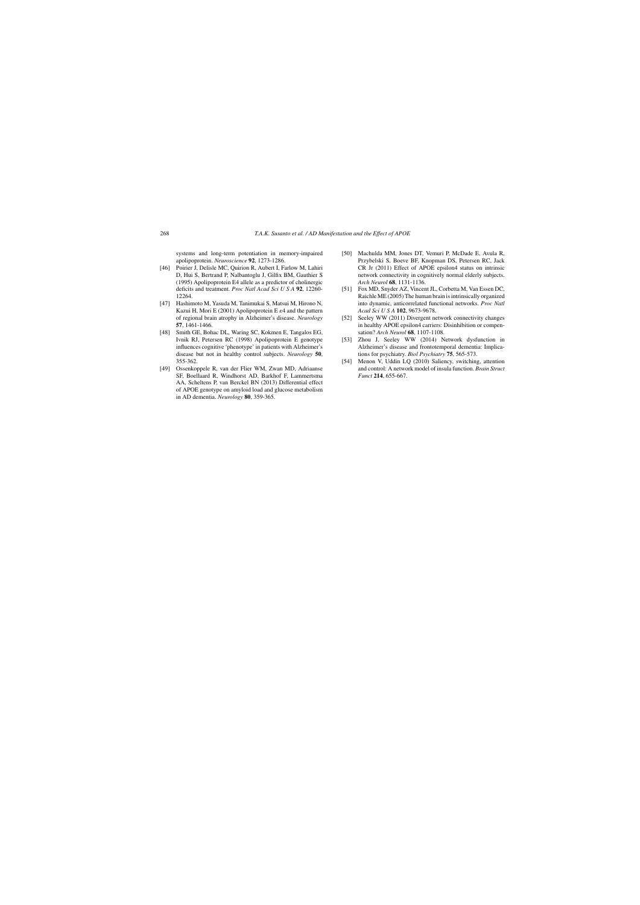systems and long-term potentiation in memory-impaired apolipoprotein. *Neuroscience* **92**, 1273-1286.

[46] Poirier J, Delisle MC, Quirion R, Aubert I, Farlow M, Lahiri D, Hui S, Bertrand P, Nalbantoglu J, Gilfix BM, Gauthier S (1995) Apolipoprotein E4 allele as a predictor of cholinergic deficits and treatment. *Proc Natl Acad Sci U S A* **92**, 12260-12264.

[47] Hashimoto M, Yasuda M, Tanimukai S, Matsui M, Hirono N, Kazui H, Mori E (2001) Apolipoprotein E ε4 and the pattern of regional brain atrophy in Alzheimer's disease. *Neurology* **57**, 1461-1466.

[48] Smith GE, Bohac DL, Waring SC, Kokmen E, Tangalos EG, Ivnik RJ, Petersen RC (1998) Apolipoprotein E genotype influences cognitive 'phenotype' in patients with Alzheimer's disease but not in healthy control subjects. *Neurology* **50**, 355-362.

[49] Ossenkoppele R, van der Flier WM, Zwan MD, Adriaanse SF, Boellaard R, Windhorst AD, Barkhof F, Lammertsma AA, Scheltens P, van Berckel BN (2013) Differential effect of APOE genotype on amyloid load and glucose metabolism in AD dementia. *Neurology* **80**, 359-365.

[50] Machulda MM, Jones DT, Vemuri P, McDade E, Avula R, Przybelski S, Boeve BF, Knopman DS, Petersen RC, Jack CR Jr (2011) Effect of APOE epsilon4 status on intrinsic network connectivity in cognitively normal elderly subjects. *Arch Neurol* **68**, 1131-1136.

[51] Fox MD, Snyder AZ, Vincent JL, Corbetta M, Van Essen DC, Raichle ME (2005) The human brain is intrinsically organized into dynamic, anticorrelated functional networks. *Proc Natl Acad Sci U S A* **102**, 9673-9678.

[52] Seeley WW (2011) Divergent network connectivity changes in healthy APOE epsilon4 carriers: Disinhibition or compensation? *Arch Neurol* **68**, 1107-1108.

[53] Zhou J, Seeley WW (2014) Network dysfunction in Alzheimer's disease and frontotemporal dementia: Implications for psychiatry. *Biol Psychiatry* **75**, 565-573.

[54] Menon V, Uddin LQ (2010) Saliency, switching, attention and control: A network model of insula function. *Brain Struct Funct* **214**, 655-667.